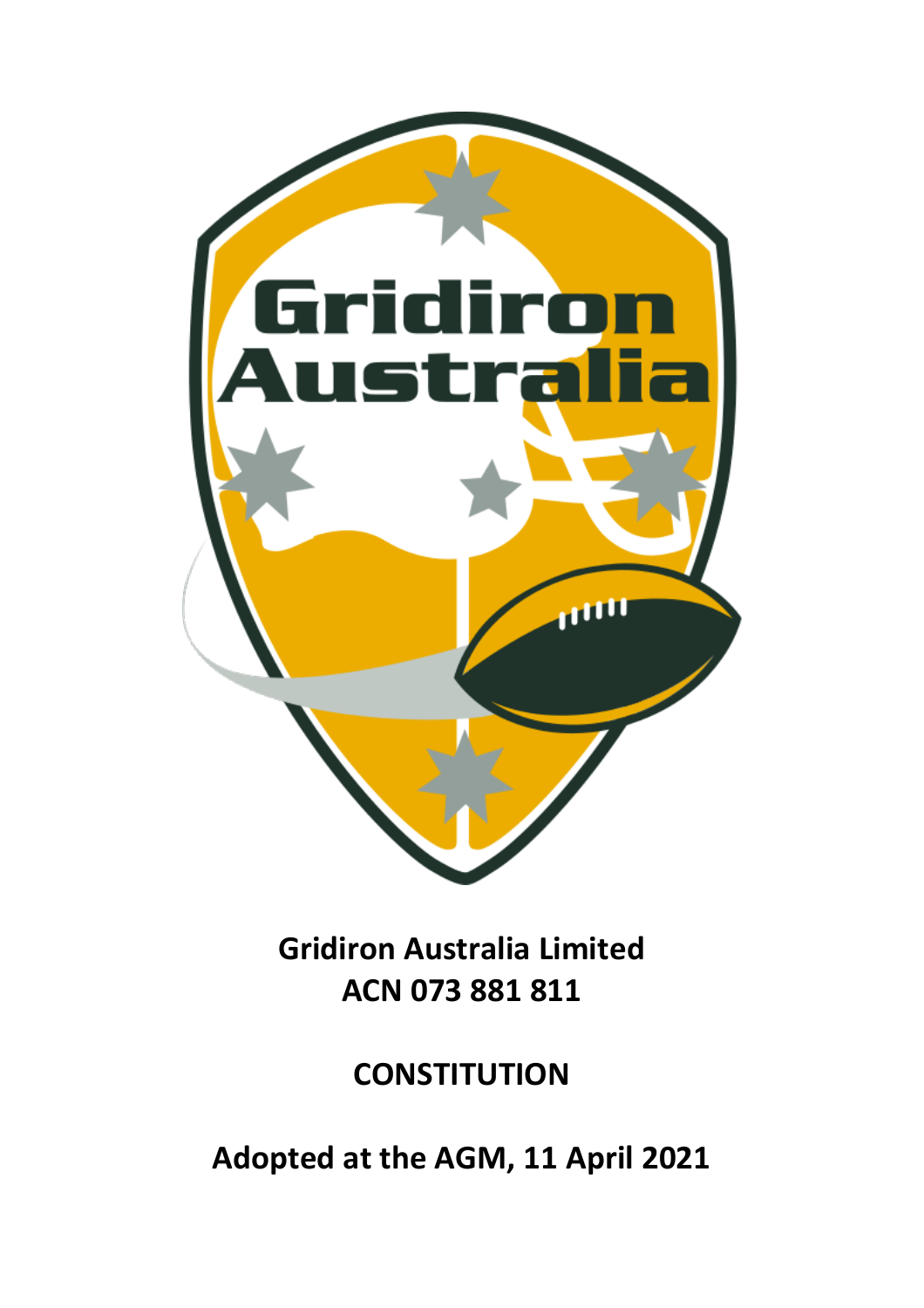**Gridiron Australia Limited**
**ACN 073 881 811**

**CONSTITUTION**

**Adopted at the AGM, 11 April 2021**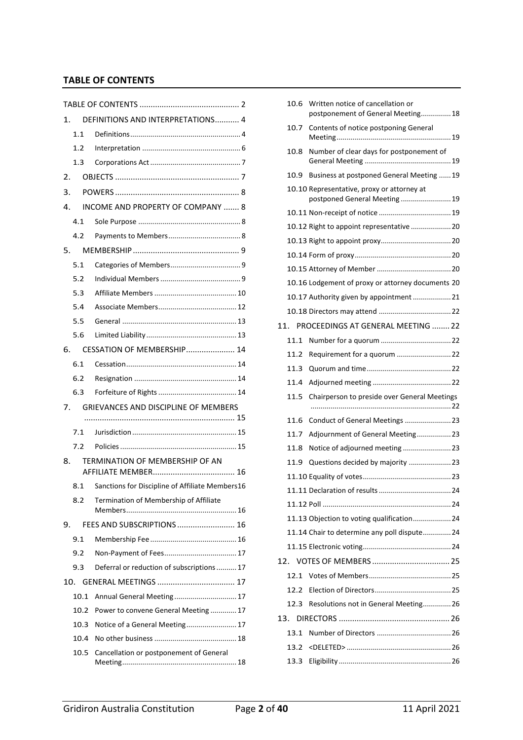## TABLE OF CONTENTS

TABLE OF CONTENTS ............................................ 2

1. DEFINITIONS AND INTERPRETATIONS........... 4
   - 1.1 Definitions....................................................... 4
   - 1.2 Interpretation ................................................. 6
   - 1.3 Corporations Act ............................................. 7
2. OBJECTS ....................................................... 7
3. POWERS ....................................................... 8
4. INCOME AND PROPERTY OF COMPANY ....... 8
   - 4.1 Sole Purpose ................................................... 8
   - 4.2 Payments to Members.................................... 8
5. MEMBERSHIP ................................................ 9
   - 5.1 Categories of Members................................... 9
   - 5.2 Individual Members ........................................ 9
   - 5.3 Affiliate Members ......................................... 10
   - 5.4 Associate Members....................................... 12
   - 5.5 General ......................................................... 13
   - 5.6 Limited Liability ............................................. 13
6. CESSATION OF MEMBERSHIP...................... 14
   - 6.1 Cessation....................................................... 14
   - 6.2 Resignation ................................................... 14
   - 6.3 Forfeiture of Rights ....................................... 14
7. GRIEVANCES AND DISCIPLINE OF MEMBERS ................................................................... 15
   - 7.1 Jurisdiction.................................................... 15
   - 7.2 Policies .......................................................... 15
8. TERMINATION OF MEMBERSHIP OF AN AFFILIATE MEMBER..................................... 16
   - 8.1 Sanctions for Discipline of Affiliate Members16
   - 8.2 Termination of Membership of Affiliate Members....................................................... 16
9. FEES AND SUBSCRIPTIONS .......................... 16
   - 9.1 Membership Fee ........................................... 16
   - 9.2 Non-Payment of Fees.................................... 17
   - 9.3 Deferral or reduction of subscriptions .......... 17
10. GENERAL MEETINGS ................................... 17
    - 10.1 Annual General Meeting............................... 17
    - 10.2 Power to convene General Meeting ............. 17
    - 10.3 Notice of a General Meeting......................... 17
    - 10.4 No other business ......................................... 18
    - 10.5 Cancellation or postponement of General Meeting......................................................... 18
    - 10.6 Written notice of cancellation or postponement of General Meeting............... 18
    - 10.7 Contents of notice postponing General Meeting......................................................... 19
    - 10.8 Number of clear days for postponement of General Meeting ........................................... 19
    - 10.9 Business at postponed General Meeting ...... 19
    - 10.10 Representative, proxy or attorney at postponed General Meeting ......................... 19
    - 10.11 Non-receipt of notice .................................... 19
    - 10.12 Right to appoint representative .................... 20
    - 10.13 Right to appoint proxy................................... 20
    - 10.14 Form of proxy................................................ 20
    - 10.15 Attorney of Member ..................................... 20
    - 10.16 Lodgement of proxy or attorney documents 20
    - 10.17 Authority given by appointment ................... 21
    - 10.18 Directors may attend .................................... 22
11. PROCEEDINGS AT GENERAL MEETING ........ 22
    - 11.1 Number for a quorum ................................... 22
    - 11.2 Requirement for a quorum ........................... 22
    - 11.3 Quorum and time.......................................... 22
    - 11.4 Adjourned meeting ....................................... 22
    - 11.5 Chairperson to preside over General Meetings ...................................................................... 22
    - 11.6 Conduct of General Meetings ....................... 23
    - 11.7 Adjournment of General Meeting................. 23
    - 11.8 Notice of adjourned meeting ........................ 23
    - 11.9 Questions decided by majority ..................... 23
    - 11.10 Equality of votes............................................ 23
    - 11.11 Declaration of results .................................... 24
    - 11.12 Poll ................................................................ 24
    - 11.13 Objection to voting qualification................... 24
    - 11.14 Chair to determine any poll dispute.............. 24
    - 11.15 Electronic voting............................................ 24
12. VOTES OF MEMBERS ................................... 25
    - 12.1 Votes of Members......................................... 25
    - 12.2 Election of Directors...................................... 25
    - 12.3 Resolutions not in General Meeting.............. 26
13. DIRECTORS ................................................. 26
    - 13.1 Number of Directors ..................................... 26
    - 13.2 <DELETED> .................................................... 26
    - 13.3 Eligibility ........................................................ 26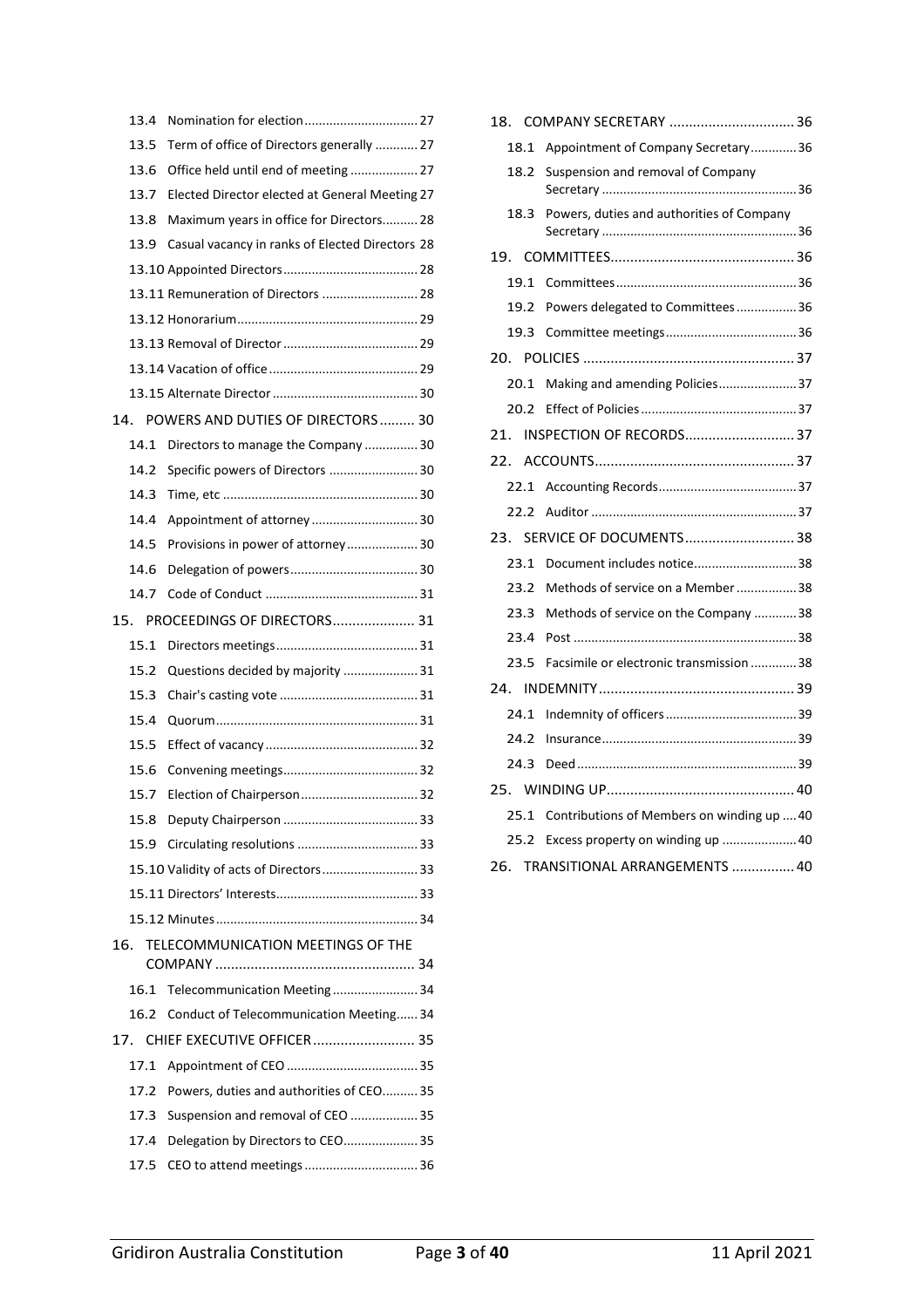- 13.4 Nomination for election ... 27
- 13.5 Term of office of Directors generally ... 27
- 13.6 Office held until end of meeting ... 27
- 13.7 Elected Director elected at General Meeting 27
- 13.8 Maximum years in office for Directors ... 28
- 13.9 Casual vacancy in ranks of Elected Directors 28
- 13.10 Appointed Directors ... 28
- 13.11 Remuneration of Directors ... 28
- 13.12 Honorarium ... 29
- 13.13 Removal of Director ... 29
- 13.14 Vacation of office ... 29
- 13.15 Alternate Director ... 30

14. POWERS AND DUTIES OF DIRECTORS ... 30
- 14.1 Directors to manage the Company ... 30
- 14.2 Specific powers of Directors ... 30
- 14.3 Time, etc ... 30
- 14.4 Appointment of attorney ... 30
- 14.5 Provisions in power of attorney ... 30
- 14.6 Delegation of powers ... 30
- 14.7 Code of Conduct ... 31

15. PROCEEDINGS OF DIRECTORS ... 31
- 15.1 Directors meetings ... 31
- 15.2 Questions decided by majority ... 31
- 15.3 Chair's casting vote ... 31
- 15.4 Quorum ... 31
- 15.5 Effect of vacancy ... 32
- 15.6 Convening meetings ... 32
- 15.7 Election of Chairperson ... 32
- 15.8 Deputy Chairperson ... 33
- 15.9 Circulating resolutions ... 33
- 15.10 Validity of acts of Directors ... 33
- 15.11 Directors' Interests ... 33
- 15.12 Minutes ... 34

16. TELECOMMUNICATION MEETINGS OF THE COMPANY ... 34
- 16.1 Telecommunication Meeting ... 34
- 16.2 Conduct of Telecommunication Meeting ... 34

17. CHIEF EXECUTIVE OFFICER ... 35
- 17.1 Appointment of CEO ... 35
- 17.2 Powers, duties and authorities of CEO ... 35
- 17.3 Suspension and removal of CEO ... 35
- 17.4 Delegation by Directors to CEO ... 35
- 17.5 CEO to attend meetings ... 36

18. COMPANY SECRETARY ... 36
- 18.1 Appointment of Company Secretary ... 36
- 18.2 Suspension and removal of Company Secretary ... 36
- 18.3 Powers, duties and authorities of Company Secretary ... 36

19. COMMITTEES ... 36
- 19.1 Committees ... 36
- 19.2 Powers delegated to Committees ... 36
- 19.3 Committee meetings ... 36

20. POLICIES ... 37
- 20.1 Making and amending Policies ... 37
- 20.2 Effect of Policies ... 37

21. INSPECTION OF RECORDS ... 37

22. ACCOUNTS ... 37
- 22.1 Accounting Records ... 37
- 22.2 Auditor ... 37

23. SERVICE OF DOCUMENTS ... 38
- 23.1 Document includes notice ... 38
- 23.2 Methods of service on a Member ... 38
- 23.3 Methods of service on the Company ... 38
- 23.4 Post ... 38
- 23.5 Facsimile or electronic transmission ... 38

24. INDEMNITY ... 39
- 24.1 Indemnity of officers ... 39
- 24.2 Insurance ... 39
- 24.3 Deed ... 39

25. WINDING UP ... 40
- 25.1 Contributions of Members on winding up ... 40
- 25.2 Excess property on winding up ... 40

26. TRANSITIONAL ARRANGEMENTS ... 40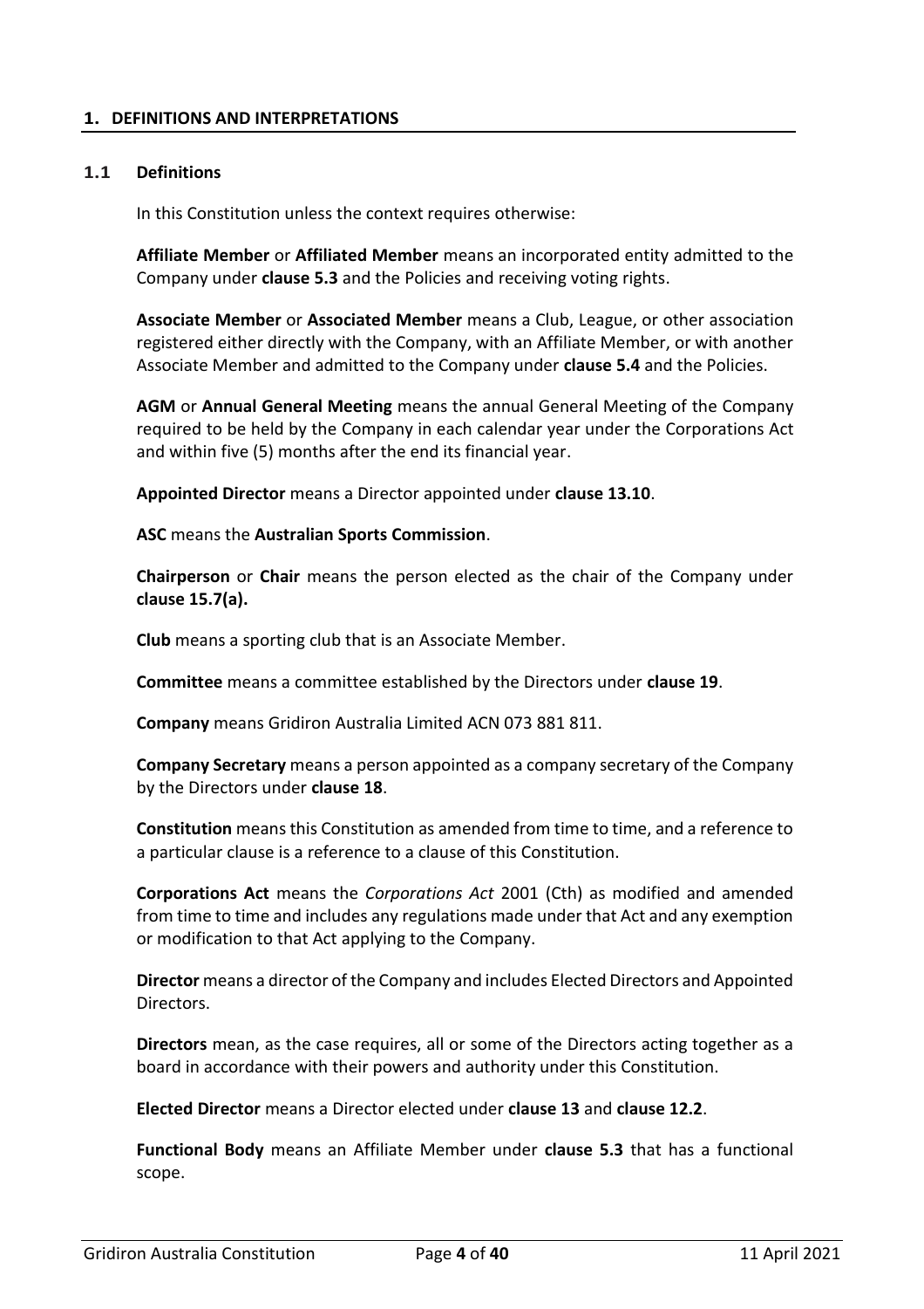## 1. DEFINITIONS AND INTERPRETATIONS

### 1.1 Definitions

In this Constitution unless the context requires otherwise:

**Affiliate Member** or **Affiliated Member** means an incorporated entity admitted to the Company under **clause 5.3** and the Policies and receiving voting rights.

**Associate Member** or **Associated Member** means a Club, League, or other association registered either directly with the Company, with an Affiliate Member, or with another Associate Member and admitted to the Company under **clause 5.4** and the Policies.

**AGM** or **Annual General Meeting** means the annual General Meeting of the Company required to be held by the Company in each calendar year under the Corporations Act and within five (5) months after the end its financial year.

**Appointed Director** means a Director appointed under **clause 13.10**.

**ASC** means the **Australian Sports Commission**.

**Chairperson** or **Chair** means the person elected as the chair of the Company under **clause 15.7(a).**

**Club** means a sporting club that is an Associate Member.

**Committee** means a committee established by the Directors under **clause 19**.

**Company** means Gridiron Australia Limited ACN 073 881 811.

**Company Secretary** means a person appointed as a company secretary of the Company by the Directors under **clause 18**.

**Constitution** means this Constitution as amended from time to time, and a reference to a particular clause is a reference to a clause of this Constitution.

**Corporations Act** means the *Corporations Act* 2001 (Cth) as modified and amended from time to time and includes any regulations made under that Act and any exemption or modification to that Act applying to the Company.

**Director** means a director of the Company and includes Elected Directors and Appointed Directors.

**Directors** mean, as the case requires, all or some of the Directors acting together as a board in accordance with their powers and authority under this Constitution.

**Elected Director** means a Director elected under **clause 13** and **clause 12.2**.

**Functional Body** means an Affiliate Member under **clause 5.3** that has a functional scope.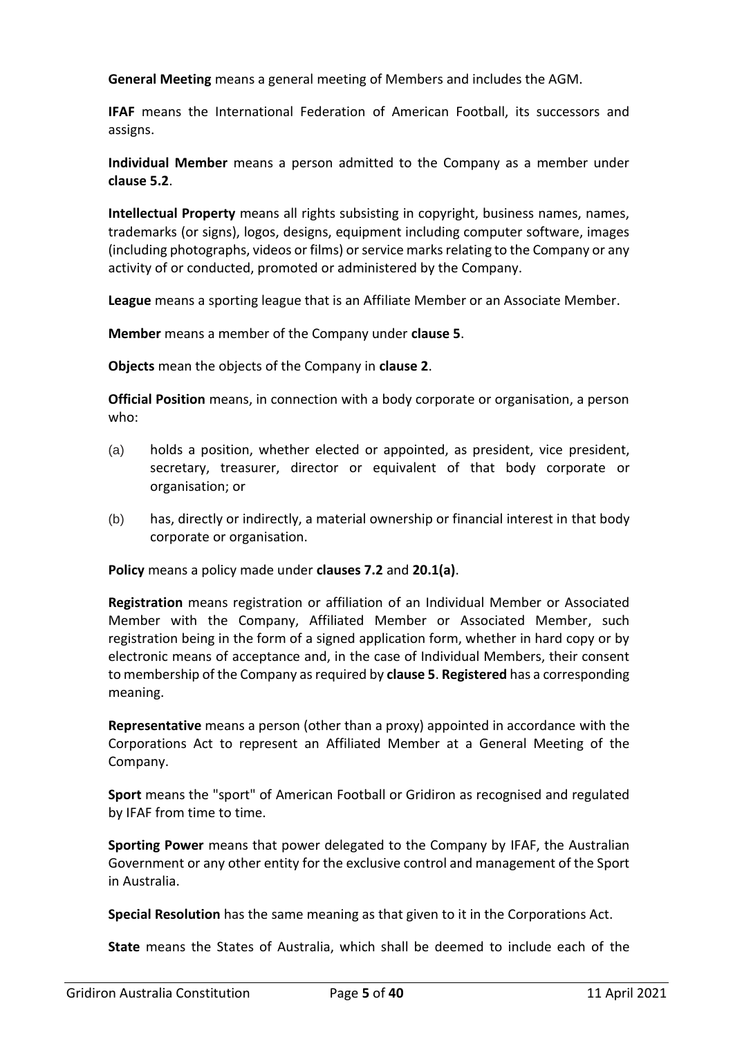**General Meeting** means a general meeting of Members and includes the AGM.

**IFAF** means the International Federation of American Football, its successors and assigns.

**Individual Member** means a person admitted to the Company as a member under **clause 5.2**.

**Intellectual Property** means all rights subsisting in copyright, business names, names, trademarks (or signs), logos, designs, equipment including computer software, images (including photographs, videos or films) or service marks relating to the Company or any activity of or conducted, promoted or administered by the Company.

**League** means a sporting league that is an Affiliate Member or an Associate Member.

**Member** means a member of the Company under **clause 5**.

**Objects** mean the objects of the Company in **clause 2**.

**Official Position** means, in connection with a body corporate or organisation, a person who:

(a) holds a position, whether elected or appointed, as president, vice president, secretary, treasurer, director or equivalent of that body corporate or organisation; or

(b) has, directly or indirectly, a material ownership or financial interest in that body corporate or organisation.

**Policy** means a policy made under **clauses 7.2** and **20.1(a)**.

**Registration** means registration or affiliation of an Individual Member or Associated Member with the Company, Affiliated Member or Associated Member, such registration being in the form of a signed application form, whether in hard copy or by electronic means of acceptance and, in the case of Individual Members, their consent to membership of the Company as required by **clause 5**. **Registered** has a corresponding meaning.

**Representative** means a person (other than a proxy) appointed in accordance with the Corporations Act to represent an Affiliated Member at a General Meeting of the Company.

**Sport** means the "sport" of American Football or Gridiron as recognised and regulated by IFAF from time to time.

**Sporting Power** means that power delegated to the Company by IFAF, the Australian Government or any other entity for the exclusive control and management of the Sport in Australia.

**Special Resolution** has the same meaning as that given to it in the Corporations Act.

**State** means the States of Australia, which shall be deemed to include each of the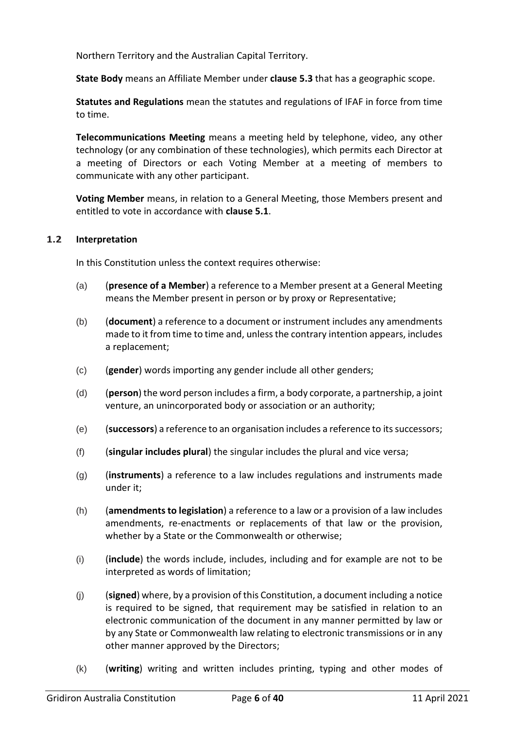Northern Territory and the Australian Capital Territory.

**State Body** means an Affiliate Member under **clause 5.3** that has a geographic scope.

**Statutes and Regulations** mean the statutes and regulations of IFAF in force from time to time.

**Telecommunications Meeting** means a meeting held by telephone, video, any other technology (or any combination of these technologies), which permits each Director at a meeting of Directors or each Voting Member at a meeting of members to communicate with any other participant.

**Voting Member** means, in relation to a General Meeting, those Members present and entitled to vote in accordance with **clause 5.1**.

### 1.2 Interpretation

In this Constitution unless the context requires otherwise:

(a) (**presence of a Member**) a reference to a Member present at a General Meeting means the Member present in person or by proxy or Representative;

(b) (**document**) a reference to a document or instrument includes any amendments made to it from time to time and, unless the contrary intention appears, includes a replacement;

(c) (**gender**) words importing any gender include all other genders;

(d) (**person**) the word person includes a firm, a body corporate, a partnership, a joint venture, an unincorporated body or association or an authority;

(e) (**successors**) a reference to an organisation includes a reference to its successors;

(f) (**singular includes plural**) the singular includes the plural and vice versa;

(g) (**instruments**) a reference to a law includes regulations and instruments made under it;

(h) (**amendments to legislation**) a reference to a law or a provision of a law includes amendments, re-enactments or replacements of that law or the provision, whether by a State or the Commonwealth or otherwise;

(i) (**include**) the words include, includes, including and for example are not to be interpreted as words of limitation;

(j) (**signed**) where, by a provision of this Constitution, a document including a notice is required to be signed, that requirement may be satisfied in relation to an electronic communication of the document in any manner permitted by law or by any State or Commonwealth law relating to electronic transmissions or in any other manner approved by the Directors;

(k) (**writing**) writing and written includes printing, typing and other modes of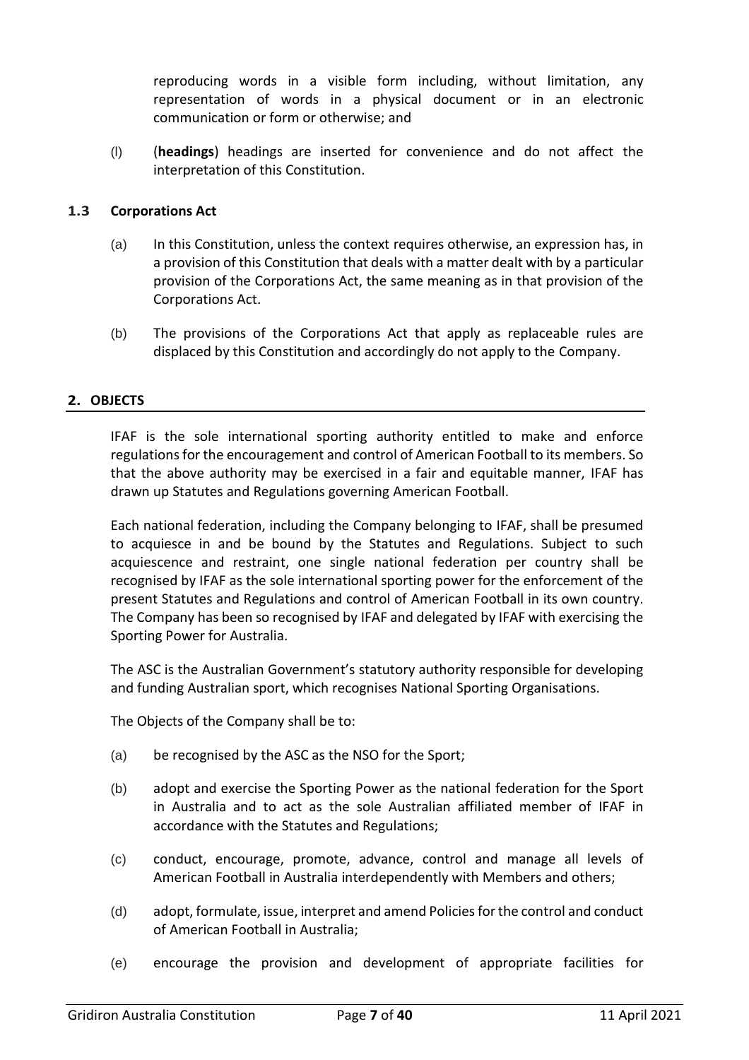reproducing words in a visible form including, without limitation, any representation of words in a physical document or in an electronic communication or form or otherwise; and

(l) (**headings**) headings are inserted for convenience and do not affect the interpretation of this Constitution.

### 1.3 Corporations Act

(a) In this Constitution, unless the context requires otherwise, an expression has, in a provision of this Constitution that deals with a matter dealt with by a particular provision of the Corporations Act, the same meaning as in that provision of the Corporations Act.

(b) The provisions of the Corporations Act that apply as replaceable rules are displaced by this Constitution and accordingly do not apply to the Company.

## 2. OBJECTS

IFAF is the sole international sporting authority entitled to make and enforce regulations for the encouragement and control of American Football to its members. So that the above authority may be exercised in a fair and equitable manner, IFAF has drawn up Statutes and Regulations governing American Football.

Each national federation, including the Company belonging to IFAF, shall be presumed to acquiesce in and be bound by the Statutes and Regulations. Subject to such acquiescence and restraint, one single national federation per country shall be recognised by IFAF as the sole international sporting power for the enforcement of the present Statutes and Regulations and control of American Football in its own country. The Company has been so recognised by IFAF and delegated by IFAF with exercising the Sporting Power for Australia.

The ASC is the Australian Government's statutory authority responsible for developing and funding Australian sport, which recognises National Sporting Organisations.

The Objects of the Company shall be to:

(a) be recognised by the ASC as the NSO for the Sport;

(b) adopt and exercise the Sporting Power as the national federation for the Sport in Australia and to act as the sole Australian affiliated member of IFAF in accordance with the Statutes and Regulations;

(c) conduct, encourage, promote, advance, control and manage all levels of American Football in Australia interdependently with Members and others;

(d) adopt, formulate, issue, interpret and amend Policies for the control and conduct of American Football in Australia;

(e) encourage the provision and development of appropriate facilities for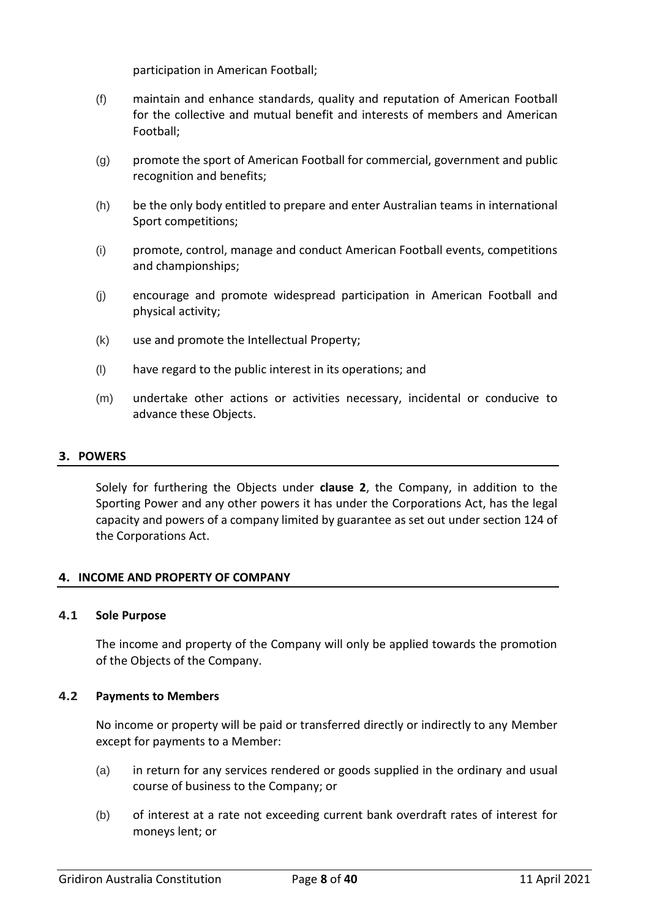participation in American Football;

(f) maintain and enhance standards, quality and reputation of American Football for the collective and mutual benefit and interests of members and American Football;

(g) promote the sport of American Football for commercial, government and public recognition and benefits;

(h) be the only body entitled to prepare and enter Australian teams in international Sport competitions;

(i) promote, control, manage and conduct American Football events, competitions and championships;

(j) encourage and promote widespread participation in American Football and physical activity;

(k) use and promote the Intellectual Property;

(l) have regard to the public interest in its operations; and

(m) undertake other actions or activities necessary, incidental or conducive to advance these Objects.

## 3. POWERS

Solely for furthering the Objects under **clause 2**, the Company, in addition to the Sporting Power and any other powers it has under the Corporations Act, has the legal capacity and powers of a company limited by guarantee as set out under section 124 of the Corporations Act.

## 4. INCOME AND PROPERTY OF COMPANY

### 4.1 Sole Purpose

The income and property of the Company will only be applied towards the promotion of the Objects of the Company.

### 4.2 Payments to Members

No income or property will be paid or transferred directly or indirectly to any Member except for payments to a Member:

(a) in return for any services rendered or goods supplied in the ordinary and usual course of business to the Company; or

(b) of interest at a rate not exceeding current bank overdraft rates of interest for moneys lent; or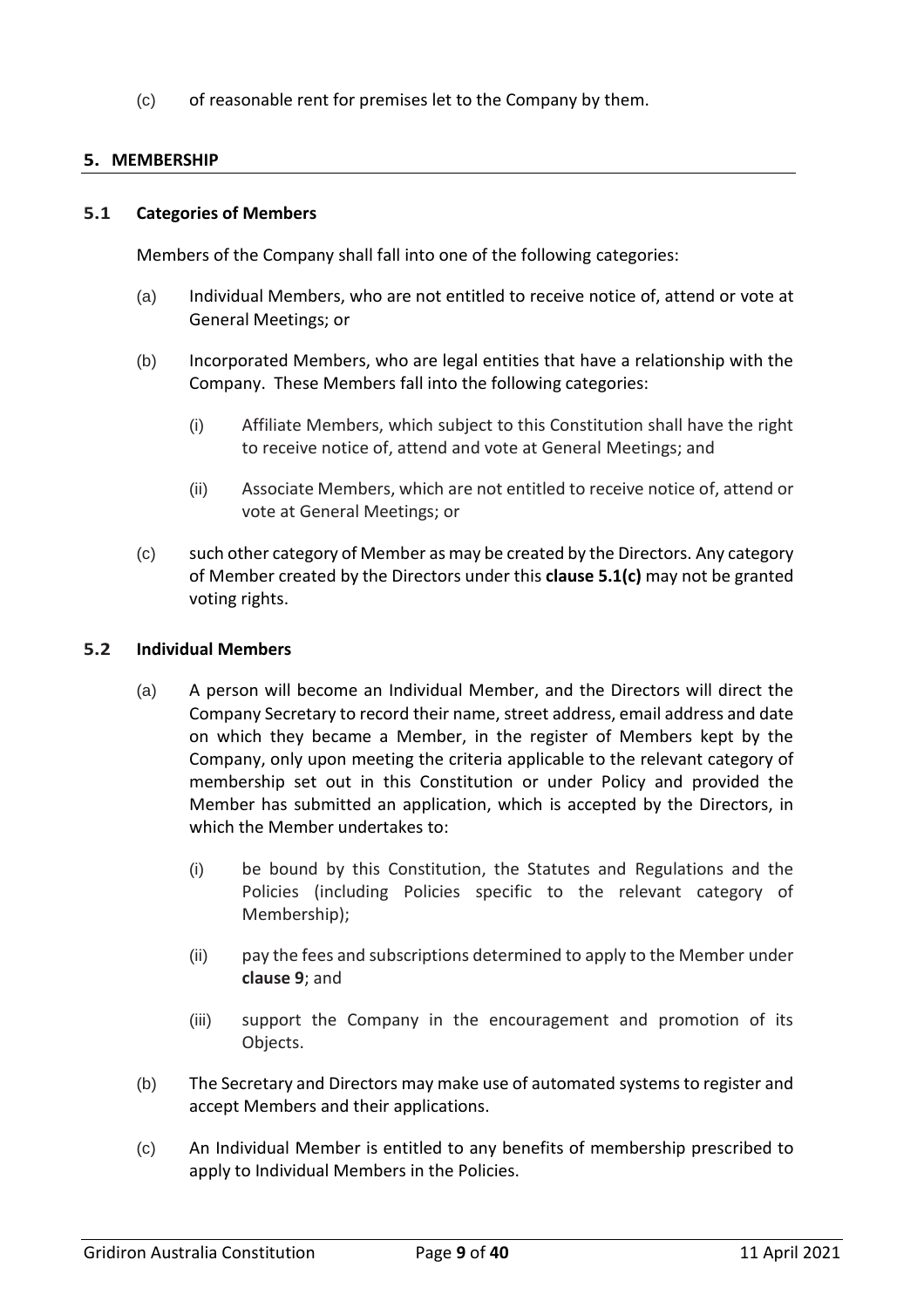(c) of reasonable rent for premises let to the Company by them.

## 5. MEMBERSHIP

### 5.1 Categories of Members

Members of the Company shall fall into one of the following categories:

(a) Individual Members, who are not entitled to receive notice of, attend or vote at General Meetings; or

(b) Incorporated Members, who are legal entities that have a relationship with the Company. These Members fall into the following categories:

 (i) Affiliate Members, which subject to this Constitution shall have the right to receive notice of, attend and vote at General Meetings; and

 (ii) Associate Members, which are not entitled to receive notice of, attend or vote at General Meetings; or

(c) such other category of Member as may be created by the Directors. Any category of Member created by the Directors under this **clause 5.1(c)** may not be granted voting rights.

### 5.2 Individual Members

(a) A person will become an Individual Member, and the Directors will direct the Company Secretary to record their name, street address, email address and date on which they became a Member, in the register of Members kept by the Company, only upon meeting the criteria applicable to the relevant category of membership set out in this Constitution or under Policy and provided the Member has submitted an application, which is accepted by the Directors, in which the Member undertakes to:

 (i) be bound by this Constitution, the Statutes and Regulations and the Policies (including Policies specific to the relevant category of Membership);

 (ii) pay the fees and subscriptions determined to apply to the Member under **clause 9**; and

 (iii) support the Company in the encouragement and promotion of its Objects.

(b) The Secretary and Directors may make use of automated systems to register and accept Members and their applications.

(c) An Individual Member is entitled to any benefits of membership prescribed to apply to Individual Members in the Policies.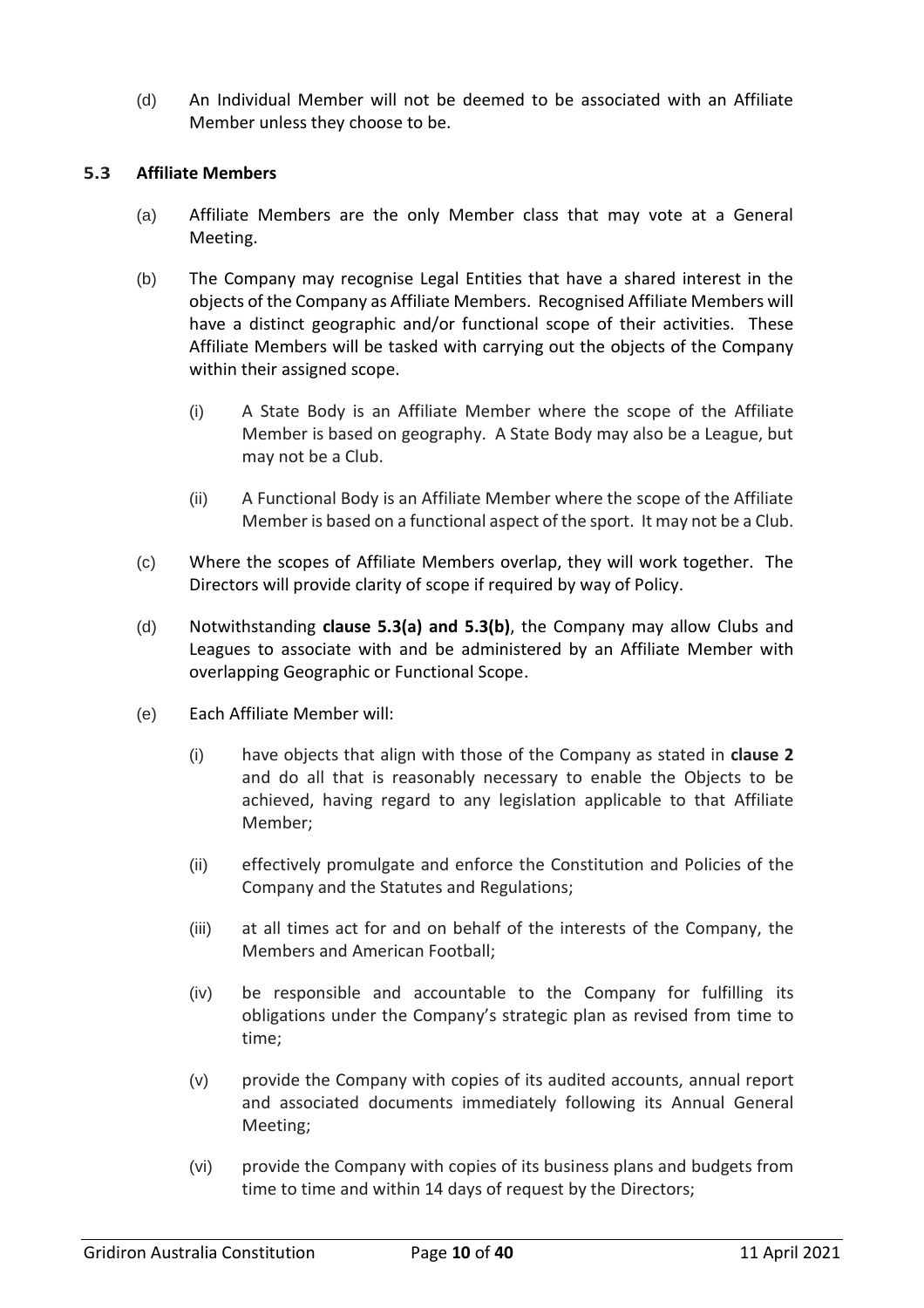(d) An Individual Member will not be deemed to be associated with an Affiliate Member unless they choose to be.

### 5.3 Affiliate Members

(a) Affiliate Members are the only Member class that may vote at a General Meeting.

(b) The Company may recognise Legal Entities that have a shared interest in the objects of the Company as Affiliate Members. Recognised Affiliate Members will have a distinct geographic and/or functional scope of their activities. These Affiliate Members will be tasked with carrying out the objects of the Company within their assigned scope.

  (i) A State Body is an Affiliate Member where the scope of the Affiliate Member is based on geography. A State Body may also be a League, but may not be a Club.

  (ii) A Functional Body is an Affiliate Member where the scope of the Affiliate Member is based on a functional aspect of the sport. It may not be a Club.

(c) Where the scopes of Affiliate Members overlap, they will work together. The Directors will provide clarity of scope if required by way of Policy.

(d) Notwithstanding **clause 5.3(a) and 5.3(b)**, the Company may allow Clubs and Leagues to associate with and be administered by an Affiliate Member with overlapping Geographic or Functional Scope.

(e) Each Affiliate Member will:

  (i) have objects that align with those of the Company as stated in **clause 2** and do all that is reasonably necessary to enable the Objects to be achieved, having regard to any legislation applicable to that Affiliate Member;

  (ii) effectively promulgate and enforce the Constitution and Policies of the Company and the Statutes and Regulations;

  (iii) at all times act for and on behalf of the interests of the Company, the Members and American Football;

  (iv) be responsible and accountable to the Company for fulfilling its obligations under the Company's strategic plan as revised from time to time;

  (v) provide the Company with copies of its audited accounts, annual report and associated documents immediately following its Annual General Meeting;

  (vi) provide the Company with copies of its business plans and budgets from time to time and within 14 days of request by the Directors;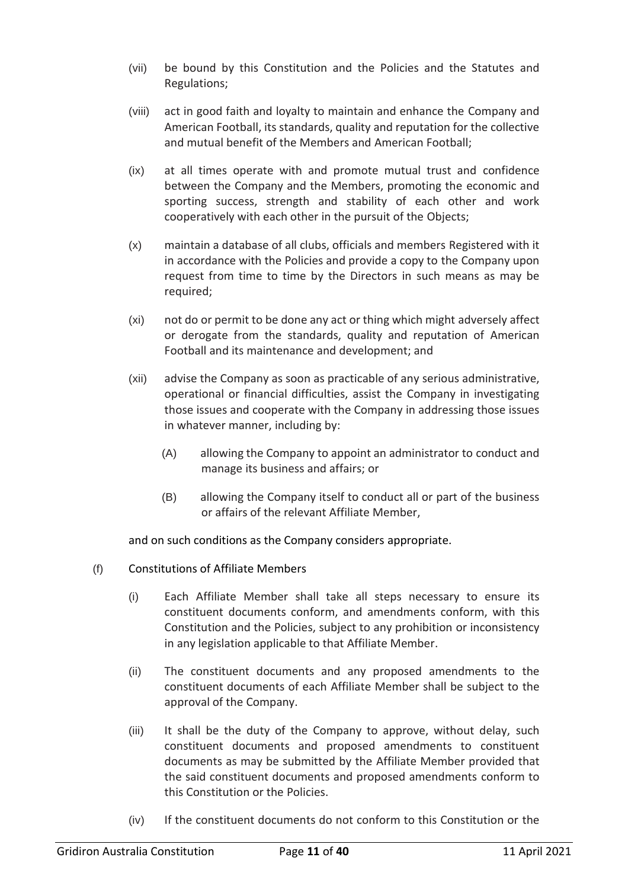(vii) be bound by this Constitution and the Policies and the Statutes and Regulations;

(viii) act in good faith and loyalty to maintain and enhance the Company and American Football, its standards, quality and reputation for the collective and mutual benefit of the Members and American Football;

(ix) at all times operate with and promote mutual trust and confidence between the Company and the Members, promoting the economic and sporting success, strength and stability of each other and work cooperatively with each other in the pursuit of the Objects;

(x) maintain a database of all clubs, officials and members Registered with it in accordance with the Policies and provide a copy to the Company upon request from time to time by the Directors in such means as may be required;

(xi) not do or permit to be done any act or thing which might adversely affect or derogate from the standards, quality and reputation of American Football and its maintenance and development; and

(xii) advise the Company as soon as practicable of any serious administrative, operational or financial difficulties, assist the Company in investigating those issues and cooperate with the Company in addressing those issues in whatever manner, including by:

(A) allowing the Company to appoint an administrator to conduct and manage its business and affairs; or

(B) allowing the Company itself to conduct all or part of the business or affairs of the relevant Affiliate Member,

and on such conditions as the Company considers appropriate.

(f) Constitutions of Affiliate Members

(i) Each Affiliate Member shall take all steps necessary to ensure its constituent documents conform, and amendments conform, with this Constitution and the Policies, subject to any prohibition or inconsistency in any legislation applicable to that Affiliate Member.

(ii) The constituent documents and any proposed amendments to the constituent documents of each Affiliate Member shall be subject to the approval of the Company.

(iii) It shall be the duty of the Company to approve, without delay, such constituent documents and proposed amendments to constituent documents as may be submitted by the Affiliate Member provided that the said constituent documents and proposed amendments conform to this Constitution or the Policies.

(iv) If the constituent documents do not conform to this Constitution or the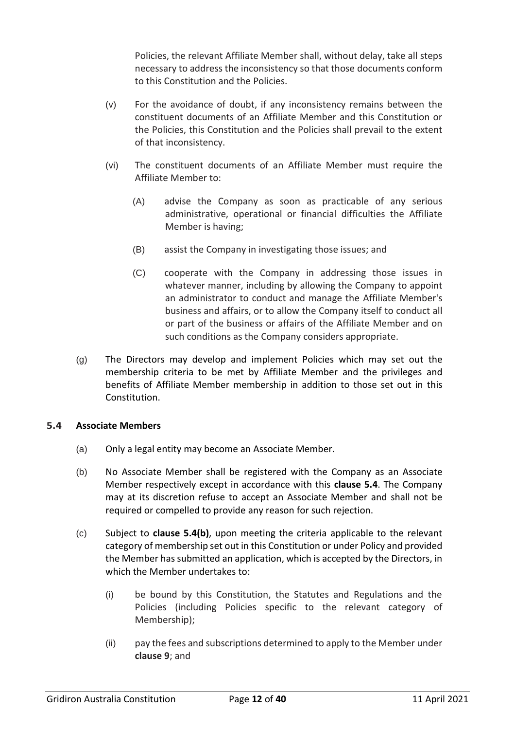Policies, the relevant Affiliate Member shall, without delay, take all steps necessary to address the inconsistency so that those documents conform to this Constitution and the Policies.

(v) For the avoidance of doubt, if any inconsistency remains between the constituent documents of an Affiliate Member and this Constitution or the Policies, this Constitution and the Policies shall prevail to the extent of that inconsistency.

(vi) The constituent documents of an Affiliate Member must require the Affiliate Member to:

(A) advise the Company as soon as practicable of any serious administrative, operational or financial difficulties the Affiliate Member is having;

(B) assist the Company in investigating those issues; and

(C) cooperate with the Company in addressing those issues in whatever manner, including by allowing the Company to appoint an administrator to conduct and manage the Affiliate Member's business and affairs, or to allow the Company itself to conduct all or part of the business or affairs of the Affiliate Member and on such conditions as the Company considers appropriate.

(g) The Directors may develop and implement Policies which may set out the membership criteria to be met by Affiliate Member and the privileges and benefits of Affiliate Member membership in addition to those set out in this Constitution.

### 5.4 Associate Members

(a) Only a legal entity may become an Associate Member.

(b) No Associate Member shall be registered with the Company as an Associate Member respectively except in accordance with this **clause 5.4**. The Company may at its discretion refuse to accept an Associate Member and shall not be required or compelled to provide any reason for such rejection.

(c) Subject to **clause 5.4(b)**, upon meeting the criteria applicable to the relevant category of membership set out in this Constitution or under Policy and provided the Member has submitted an application, which is accepted by the Directors, in which the Member undertakes to:

(i) be bound by this Constitution, the Statutes and Regulations and the Policies (including Policies specific to the relevant category of Membership);

(ii) pay the fees and subscriptions determined to apply to the Member under **clause 9**; and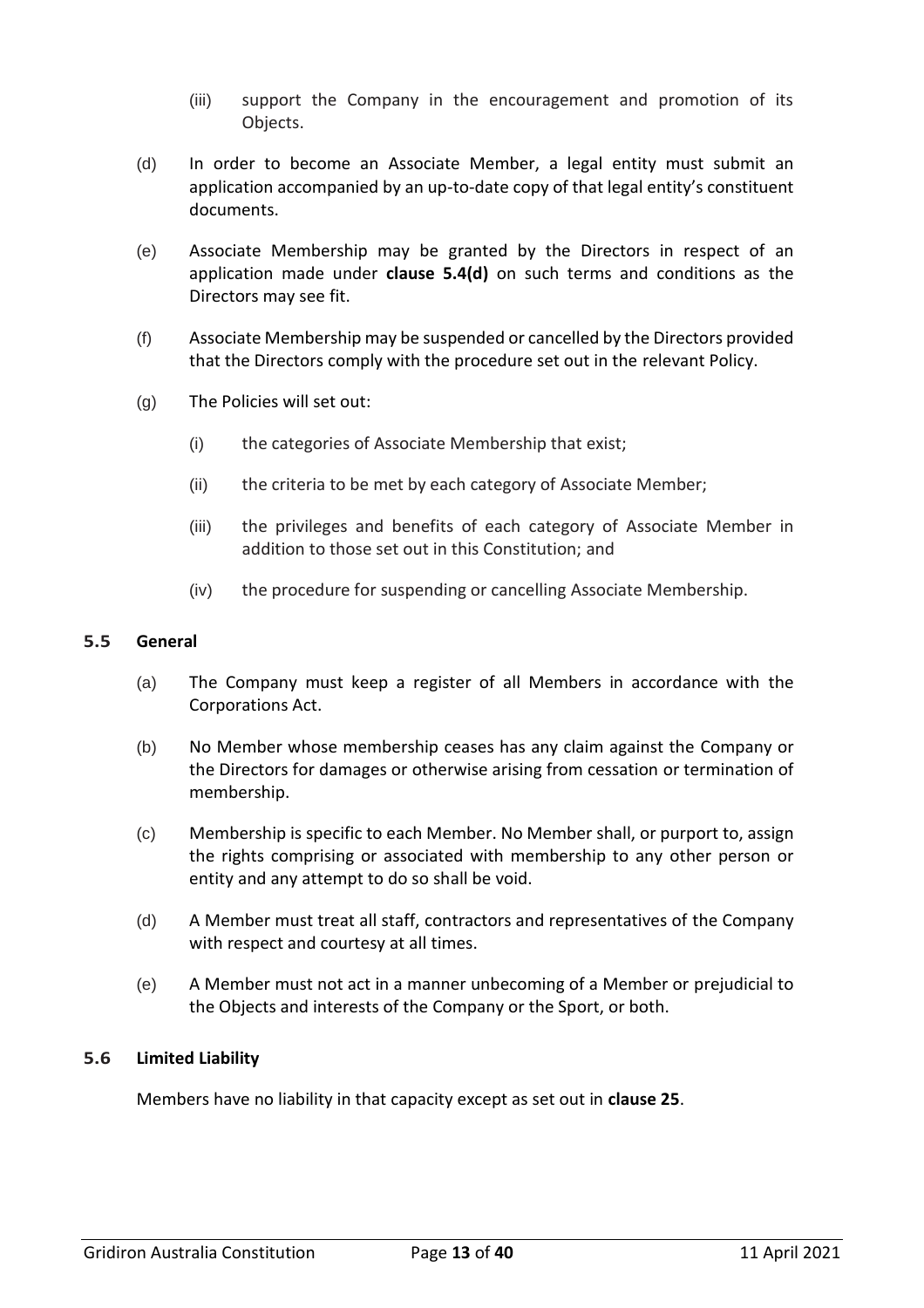(iii) support the Company in the encouragement and promotion of its Objects.

(d) In order to become an Associate Member, a legal entity must submit an application accompanied by an up-to-date copy of that legal entity's constituent documents.

(e) Associate Membership may be granted by the Directors in respect of an application made under **clause 5.4(d)** on such terms and conditions as the Directors may see fit.

(f) Associate Membership may be suspended or cancelled by the Directors provided that the Directors comply with the procedure set out in the relevant Policy.

(g) The Policies will set out:

(i) the categories of Associate Membership that exist;

(ii) the criteria to be met by each category of Associate Member;

(iii) the privileges and benefits of each category of Associate Member in addition to those set out in this Constitution; and

(iv) the procedure for suspending or cancelling Associate Membership.

### 5.5 General

(a) The Company must keep a register of all Members in accordance with the Corporations Act.

(b) No Member whose membership ceases has any claim against the Company or the Directors for damages or otherwise arising from cessation or termination of membership.

(c) Membership is specific to each Member. No Member shall, or purport to, assign the rights comprising or associated with membership to any other person or entity and any attempt to do so shall be void.

(d) A Member must treat all staff, contractors and representatives of the Company with respect and courtesy at all times.

(e) A Member must not act in a manner unbecoming of a Member or prejudicial to the Objects and interests of the Company or the Sport, or both.

### 5.6 Limited Liability

Members have no liability in that capacity except as set out in **clause 25**.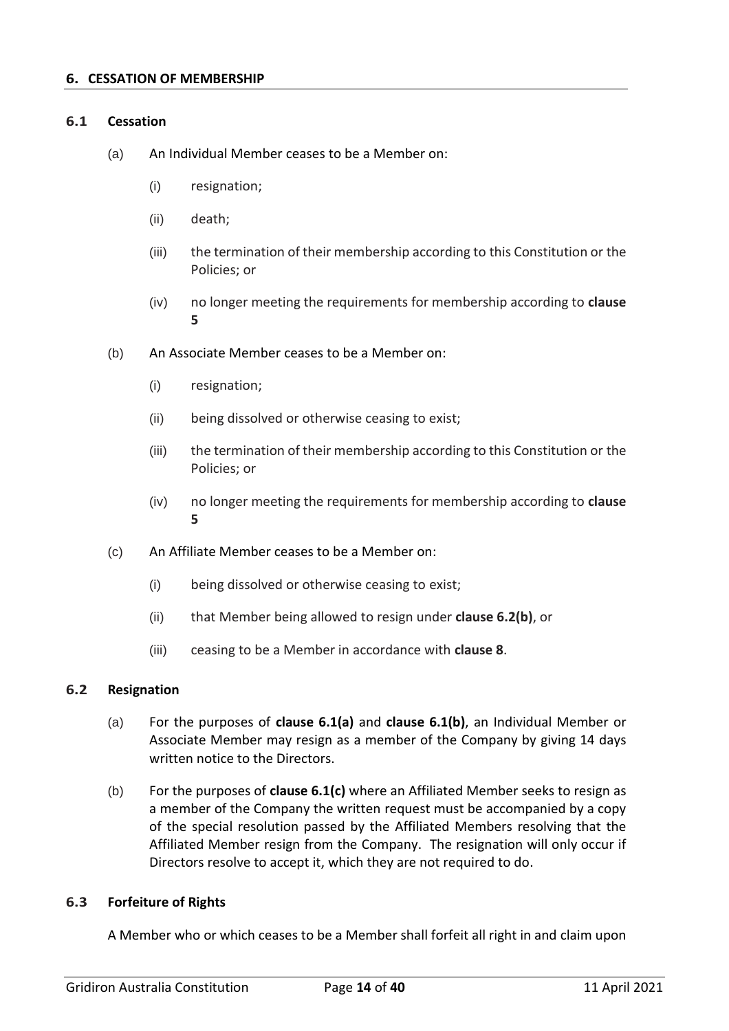## 6. CESSATION OF MEMBERSHIP

### 6.1 Cessation

(a) An Individual Member ceases to be a Member on:

(i) resignation;

(ii) death;

(iii) the termination of their membership according to this Constitution or the Policies; or

(iv) no longer meeting the requirements for membership according to **clause 5**

(b) An Associate Member ceases to be a Member on:

(i) resignation;

(ii) being dissolved or otherwise ceasing to exist;

(iii) the termination of their membership according to this Constitution or the Policies; or

(iv) no longer meeting the requirements for membership according to **clause 5**

(c) An Affiliate Member ceases to be a Member on:

(i) being dissolved or otherwise ceasing to exist;

(ii) that Member being allowed to resign under **clause 6.2(b)**, or

(iii) ceasing to be a Member in accordance with **clause 8**.

### 6.2 Resignation

(a) For the purposes of **clause 6.1(a)** and **clause 6.1(b)**, an Individual Member or Associate Member may resign as a member of the Company by giving 14 days written notice to the Directors.

(b) For the purposes of **clause 6.1(c)** where an Affiliated Member seeks to resign as a member of the Company the written request must be accompanied by a copy of the special resolution passed by the Affiliated Members resolving that the Affiliated Member resign from the Company. The resignation will only occur if Directors resolve to accept it, which they are not required to do.

### 6.3 Forfeiture of Rights

A Member who or which ceases to be a Member shall forfeit all right in and claim upon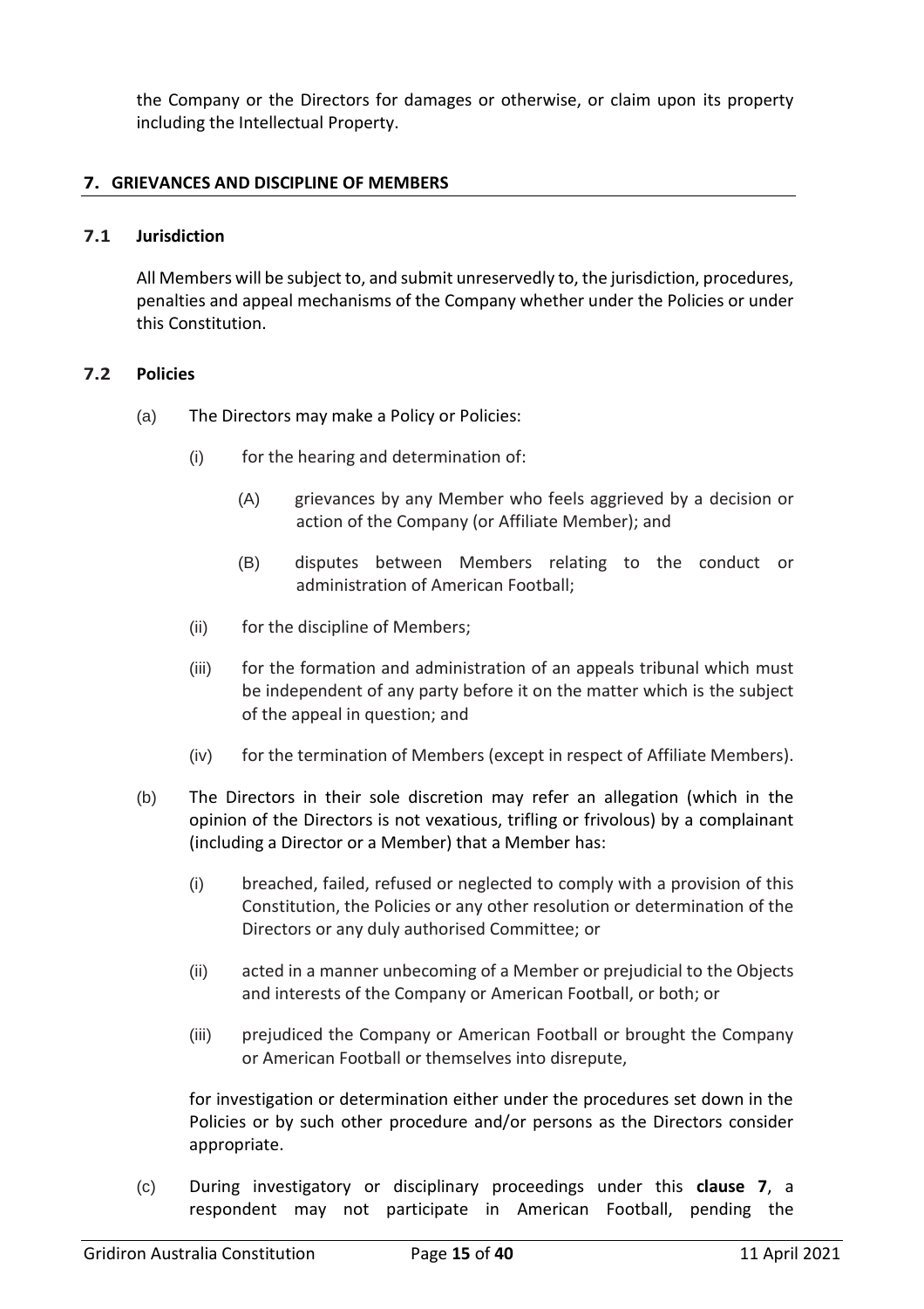the Company or the Directors for damages or otherwise, or claim upon its property including the Intellectual Property.

## 7. GRIEVANCES AND DISCIPLINE OF MEMBERS

### 7.1 Jurisdiction

All Members will be subject to, and submit unreservedly to, the jurisdiction, procedures, penalties and appeal mechanisms of the Company whether under the Policies or under this Constitution.

### 7.2 Policies

(a) The Directors may make a Policy or Policies:

(i) for the hearing and determination of:

(A) grievances by any Member who feels aggrieved by a decision or action of the Company (or Affiliate Member); and

(B) disputes between Members relating to the conduct or administration of American Football;

(ii) for the discipline of Members;

(iii) for the formation and administration of an appeals tribunal which must be independent of any party before it on the matter which is the subject of the appeal in question; and

(iv) for the termination of Members (except in respect of Affiliate Members).

(b) The Directors in their sole discretion may refer an allegation (which in the opinion of the Directors is not vexatious, trifling or frivolous) by a complainant (including a Director or a Member) that a Member has:

(i) breached, failed, refused or neglected to comply with a provision of this Constitution, the Policies or any other resolution or determination of the Directors or any duly authorised Committee; or

(ii) acted in a manner unbecoming of a Member or prejudicial to the Objects and interests of the Company or American Football, or both; or

(iii) prejudiced the Company or American Football or brought the Company or American Football or themselves into disrepute,

for investigation or determination either under the procedures set down in the Policies or by such other procedure and/or persons as the Directors consider appropriate.

(c) During investigatory or disciplinary proceedings under this **clause 7**, a respondent may not participate in American Football, pending the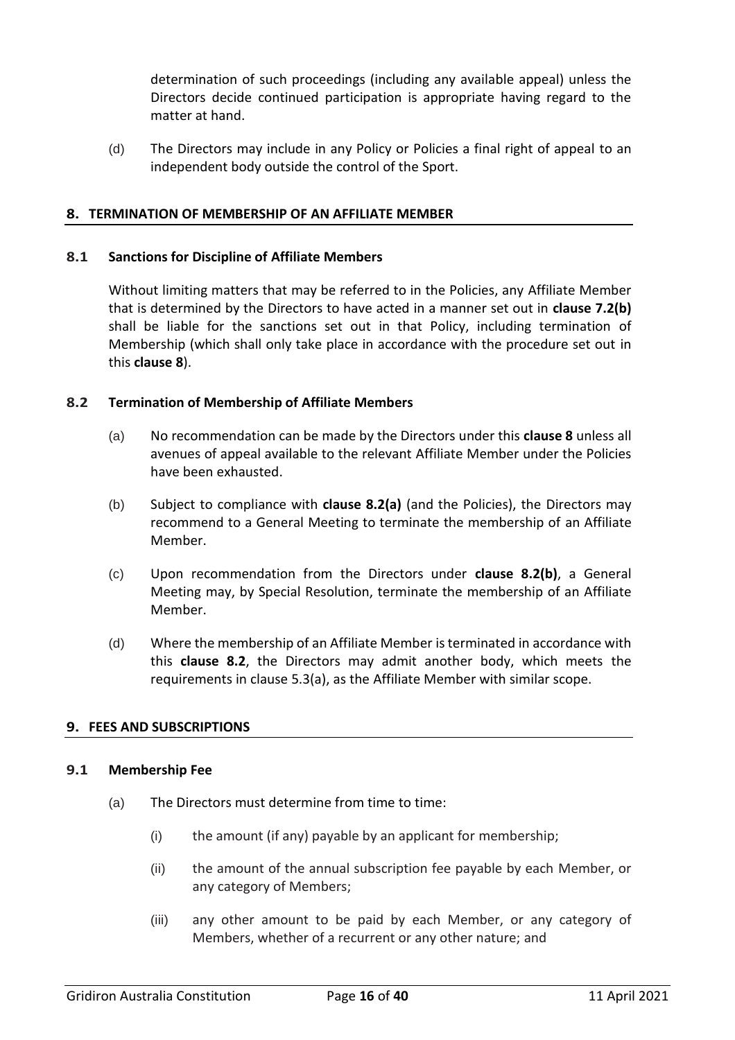determination of such proceedings (including any available appeal) unless the Directors decide continued participation is appropriate having regard to the matter at hand.

(d) The Directors may include in any Policy or Policies a final right of appeal to an independent body outside the control of the Sport.

## 8. TERMINATION OF MEMBERSHIP OF AN AFFILIATE MEMBER

### 8.1 Sanctions for Discipline of Affiliate Members

Without limiting matters that may be referred to in the Policies, any Affiliate Member that is determined by the Directors to have acted in a manner set out in **clause 7.2(b)** shall be liable for the sanctions set out in that Policy, including termination of Membership (which shall only take place in accordance with the procedure set out in this **clause 8**).

### 8.2 Termination of Membership of Affiliate Members

(a) No recommendation can be made by the Directors under this **clause 8** unless all avenues of appeal available to the relevant Affiliate Member under the Policies have been exhausted.

(b) Subject to compliance with **clause 8.2(a)** (and the Policies), the Directors may recommend to a General Meeting to terminate the membership of an Affiliate Member.

(c) Upon recommendation from the Directors under **clause 8.2(b)**, a General Meeting may, by Special Resolution, terminate the membership of an Affiliate Member.

(d) Where the membership of an Affiliate Member is terminated in accordance with this **clause 8.2**, the Directors may admit another body, which meets the requirements in clause 5.3(a), as the Affiliate Member with similar scope.

## 9. FEES AND SUBSCRIPTIONS

### 9.1 Membership Fee

(a) The Directors must determine from time to time:

(i) the amount (if any) payable by an applicant for membership;

(ii) the amount of the annual subscription fee payable by each Member, or any category of Members;

(iii) any other amount to be paid by each Member, or any category of Members, whether of a recurrent or any other nature; and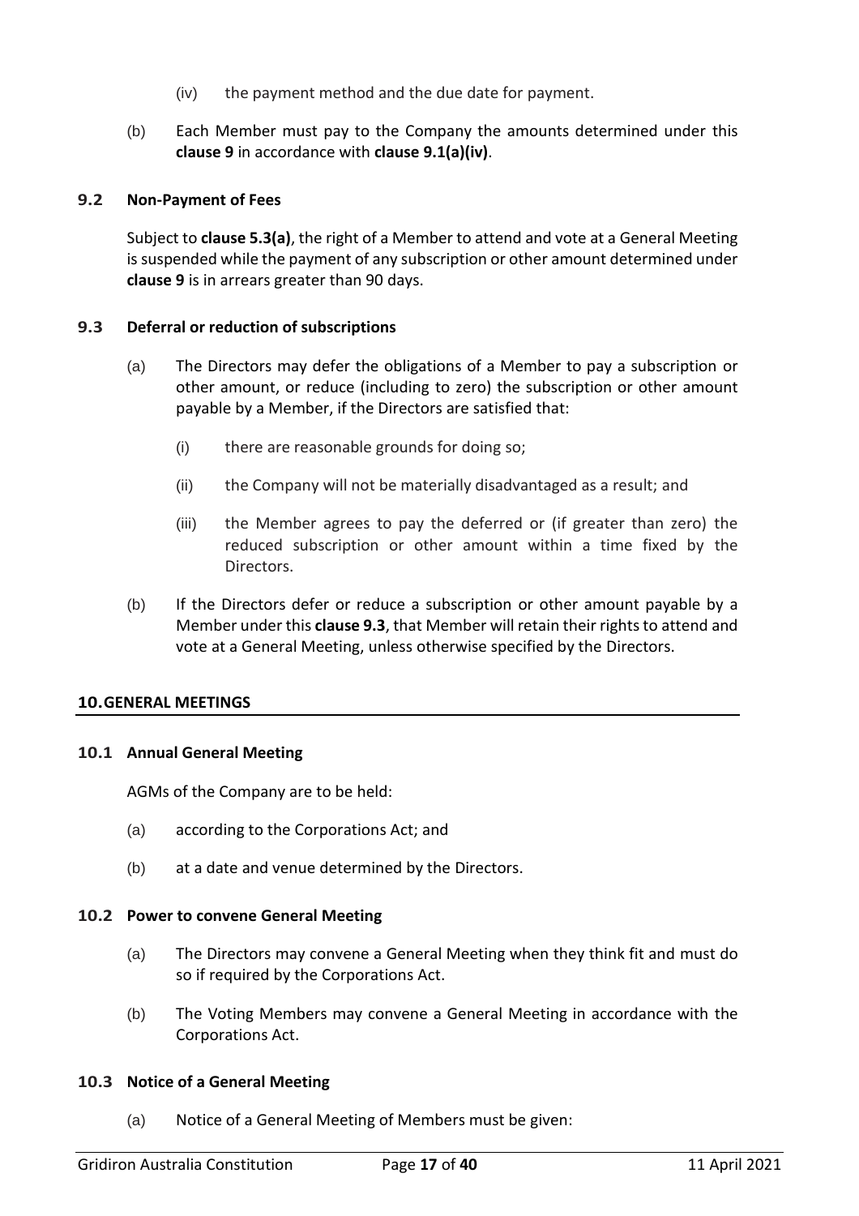(iv) the payment method and the due date for payment.

(b) Each Member must pay to the Company the amounts determined under this **clause 9** in accordance with **clause 9.1(a)(iv)**.

### 9.2 Non-Payment of Fees

Subject to **clause 5.3(a)**, the right of a Member to attend and vote at a General Meeting is suspended while the payment of any subscription or other amount determined under **clause 9** is in arrears greater than 90 days.

### 9.3 Deferral or reduction of subscriptions

(a) The Directors may defer the obligations of a Member to pay a subscription or other amount, or reduce (including to zero) the subscription or other amount payable by a Member, if the Directors are satisfied that:

(i) there are reasonable grounds for doing so;

(ii) the Company will not be materially disadvantaged as a result; and

(iii) the Member agrees to pay the deferred or (if greater than zero) the reduced subscription or other amount within a time fixed by the Directors.

(b) If the Directors defer or reduce a subscription or other amount payable by a Member under this **clause 9.3**, that Member will retain their rights to attend and vote at a General Meeting, unless otherwise specified by the Directors.

## 10. GENERAL MEETINGS

### 10.1 Annual General Meeting

AGMs of the Company are to be held:

(a) according to the Corporations Act; and

(b) at a date and venue determined by the Directors.

### 10.2 Power to convene General Meeting

(a) The Directors may convene a General Meeting when they think fit and must do so if required by the Corporations Act.

(b) The Voting Members may convene a General Meeting in accordance with the Corporations Act.

### 10.3 Notice of a General Meeting

(a) Notice of a General Meeting of Members must be given: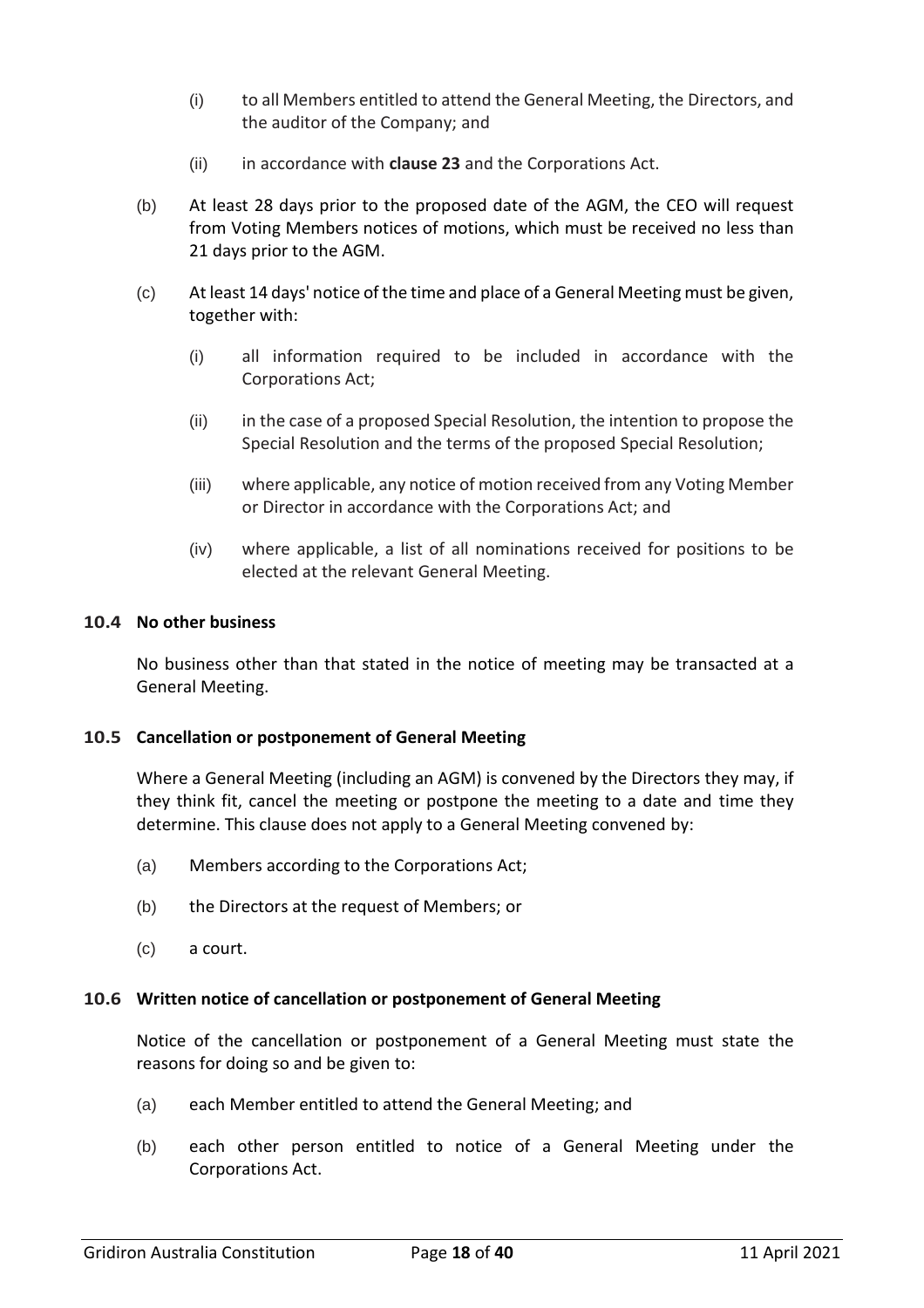(i) to all Members entitled to attend the General Meeting, the Directors, and the auditor of the Company; and

(ii) in accordance with **clause 23** and the Corporations Act.

(b) At least 28 days prior to the proposed date of the AGM, the CEO will request from Voting Members notices of motions, which must be received no less than 21 days prior to the AGM.

(c) At least 14 days' notice of the time and place of a General Meeting must be given, together with:

(i) all information required to be included in accordance with the Corporations Act;

(ii) in the case of a proposed Special Resolution, the intention to propose the Special Resolution and the terms of the proposed Special Resolution;

(iii) where applicable, any notice of motion received from any Voting Member or Director in accordance with the Corporations Act; and

(iv) where applicable, a list of all nominations received for positions to be elected at the relevant General Meeting.

### 10.4 No other business

No business other than that stated in the notice of meeting may be transacted at a General Meeting.

### 10.5 Cancellation or postponement of General Meeting

Where a General Meeting (including an AGM) is convened by the Directors they may, if they think fit, cancel the meeting or postpone the meeting to a date and time they determine. This clause does not apply to a General Meeting convened by:

(a) Members according to the Corporations Act;

(b) the Directors at the request of Members; or

(c) a court.

### 10.6 Written notice of cancellation or postponement of General Meeting

Notice of the cancellation or postponement of a General Meeting must state the reasons for doing so and be given to:

(a) each Member entitled to attend the General Meeting; and

(b) each other person entitled to notice of a General Meeting under the Corporations Act.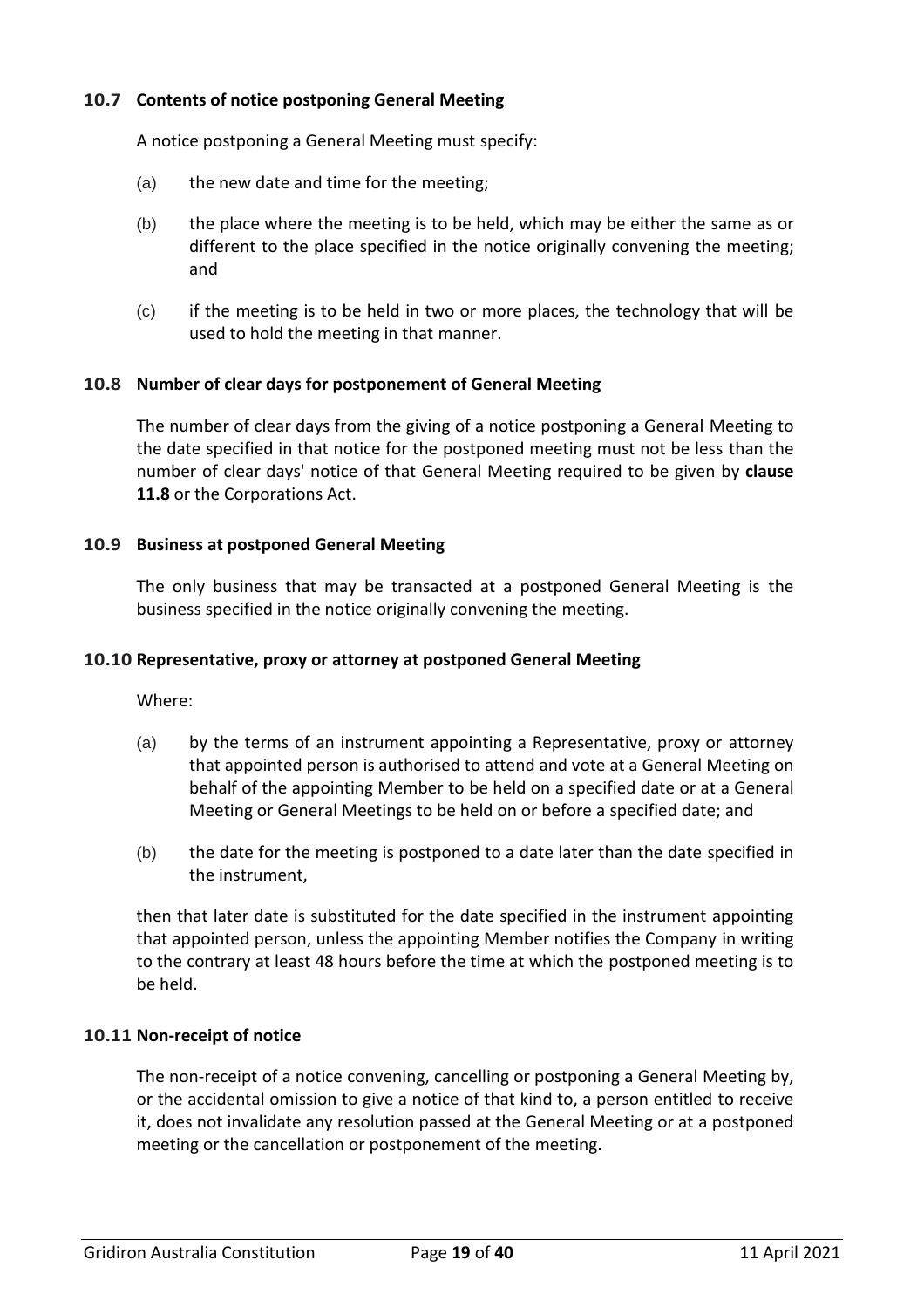### 10.7 Contents of notice postponing General Meeting

A notice postponing a General Meeting must specify:

(a) the new date and time for the meeting;

(b) the place where the meeting is to be held, which may be either the same as or different to the place specified in the notice originally convening the meeting; and

(c) if the meeting is to be held in two or more places, the technology that will be used to hold the meeting in that manner.

### 10.8 Number of clear days for postponement of General Meeting

The number of clear days from the giving of a notice postponing a General Meeting to the date specified in that notice for the postponed meeting must not be less than the number of clear days' notice of that General Meeting required to be given by **clause 11.8** or the Corporations Act.

### 10.9 Business at postponed General Meeting

The only business that may be transacted at a postponed General Meeting is the business specified in the notice originally convening the meeting.

### 10.10 Representative, proxy or attorney at postponed General Meeting

Where:

(a) by the terms of an instrument appointing a Representative, proxy or attorney that appointed person is authorised to attend and vote at a General Meeting on behalf of the appointing Member to be held on a specified date or at a General Meeting or General Meetings to be held on or before a specified date; and

(b) the date for the meeting is postponed to a date later than the date specified in the instrument,

then that later date is substituted for the date specified in the instrument appointing that appointed person, unless the appointing Member notifies the Company in writing to the contrary at least 48 hours before the time at which the postponed meeting is to be held.

### 10.11 Non-receipt of notice

The non-receipt of a notice convening, cancelling or postponing a General Meeting by, or the accidental omission to give a notice of that kind to, a person entitled to receive it, does not invalidate any resolution passed at the General Meeting or at a postponed meeting or the cancellation or postponement of the meeting.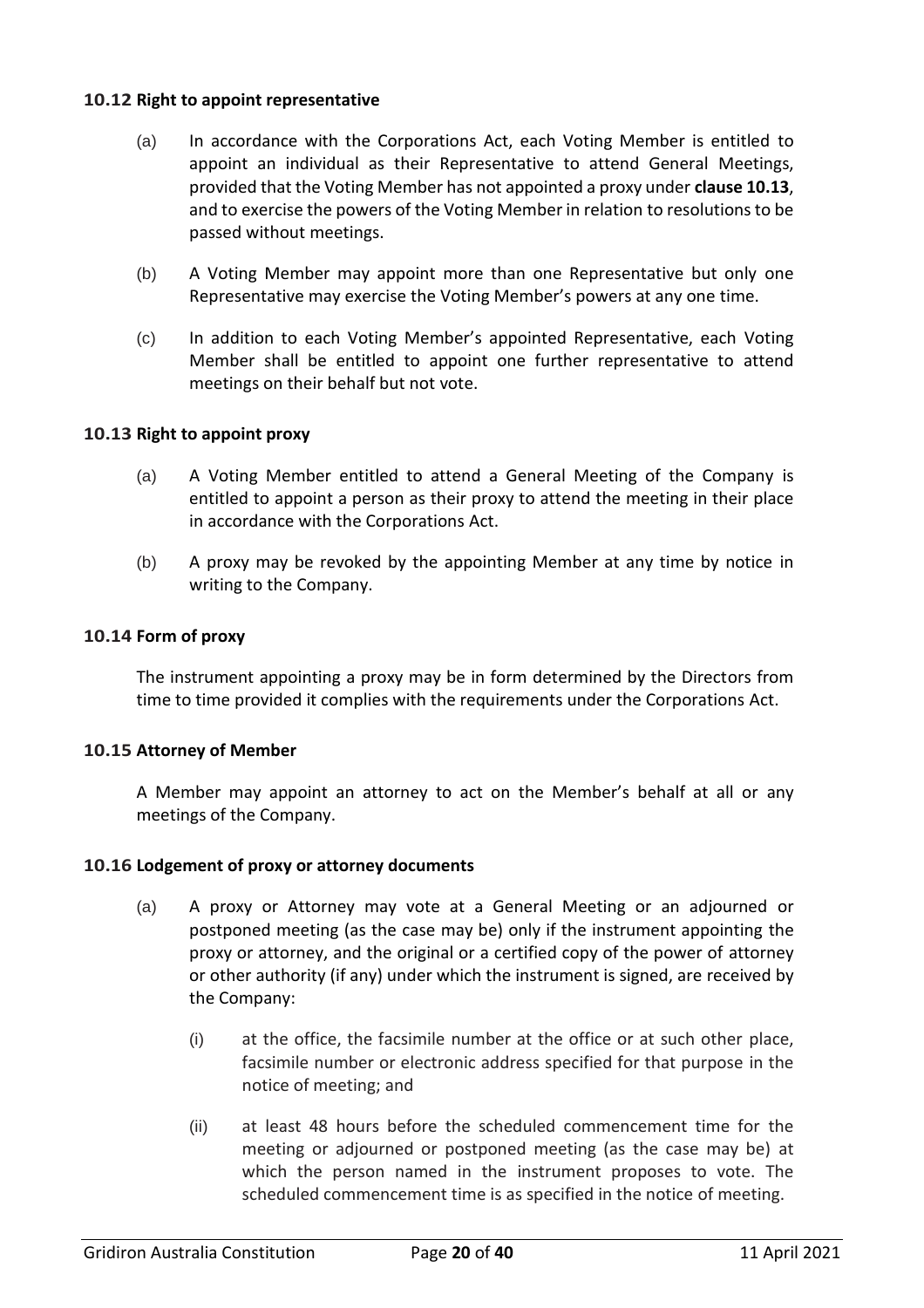### 10.12 Right to appoint representative

(a) In accordance with the Corporations Act, each Voting Member is entitled to appoint an individual as their Representative to attend General Meetings, provided that the Voting Member has not appointed a proxy under **clause 10.13**, and to exercise the powers of the Voting Member in relation to resolutions to be passed without meetings.

(b) A Voting Member may appoint more than one Representative but only one Representative may exercise the Voting Member's powers at any one time.

(c) In addition to each Voting Member's appointed Representative, each Voting Member shall be entitled to appoint one further representative to attend meetings on their behalf but not vote.

### 10.13 Right to appoint proxy

(a) A Voting Member entitled to attend a General Meeting of the Company is entitled to appoint a person as their proxy to attend the meeting in their place in accordance with the Corporations Act.

(b) A proxy may be revoked by the appointing Member at any time by notice in writing to the Company.

### 10.14 Form of proxy

The instrument appointing a proxy may be in form determined by the Directors from time to time provided it complies with the requirements under the Corporations Act.

### 10.15 Attorney of Member

A Member may appoint an attorney to act on the Member's behalf at all or any meetings of the Company.

### 10.16 Lodgement of proxy or attorney documents

(a) A proxy or Attorney may vote at a General Meeting or an adjourned or postponed meeting (as the case may be) only if the instrument appointing the proxy or attorney, and the original or a certified copy of the power of attorney or other authority (if any) under which the instrument is signed, are received by the Company:

   (i) at the office, the facsimile number at the office or at such other place, facsimile number or electronic address specified for that purpose in the notice of meeting; and

   (ii) at least 48 hours before the scheduled commencement time for the meeting or adjourned or postponed meeting (as the case may be) at which the person named in the instrument proposes to vote. The scheduled commencement time is as specified in the notice of meeting.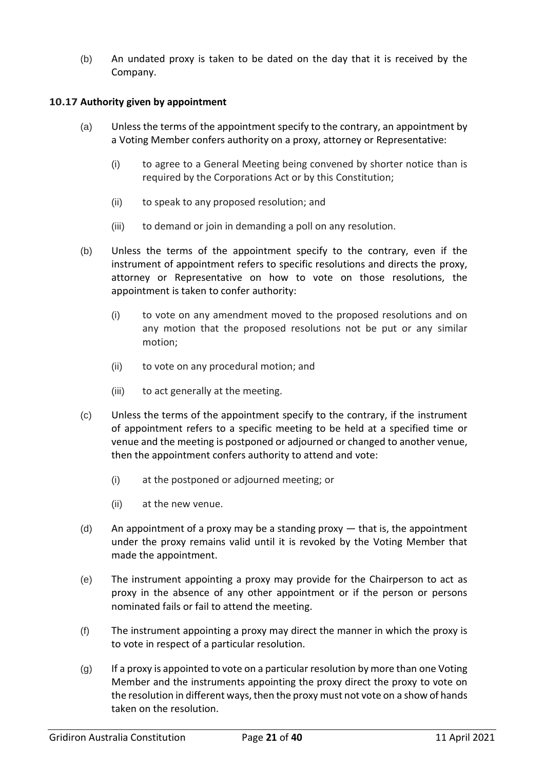(b) An undated proxy is taken to be dated on the day that it is received by the Company.

### 10.17 Authority given by appointment

(a) Unless the terms of the appointment specify to the contrary, an appointment by a Voting Member confers authority on a proxy, attorney or Representative:

  (i) to agree to a General Meeting being convened by shorter notice than is required by the Corporations Act or by this Constitution;

  (ii) to speak to any proposed resolution; and

  (iii) to demand or join in demanding a poll on any resolution.

(b) Unless the terms of the appointment specify to the contrary, even if the instrument of appointment refers to specific resolutions and directs the proxy, attorney or Representative on how to vote on those resolutions, the appointment is taken to confer authority:

  (i) to vote on any amendment moved to the proposed resolutions and on any motion that the proposed resolutions not be put or any similar motion;

  (ii) to vote on any procedural motion; and

  (iii) to act generally at the meeting.

(c) Unless the terms of the appointment specify to the contrary, if the instrument of appointment refers to a specific meeting to be held at a specified time or venue and the meeting is postponed or adjourned or changed to another venue, then the appointment confers authority to attend and vote:

  (i) at the postponed or adjourned meeting; or

  (ii) at the new venue.

(d) An appointment of a proxy may be a standing proxy — that is, the appointment under the proxy remains valid until it is revoked by the Voting Member that made the appointment.

(e) The instrument appointing a proxy may provide for the Chairperson to act as proxy in the absence of any other appointment or if the person or persons nominated fails or fail to attend the meeting.

(f) The instrument appointing a proxy may direct the manner in which the proxy is to vote in respect of a particular resolution.

(g) If a proxy is appointed to vote on a particular resolution by more than one Voting Member and the instruments appointing the proxy direct the proxy to vote on the resolution in different ways, then the proxy must not vote on a show of hands taken on the resolution.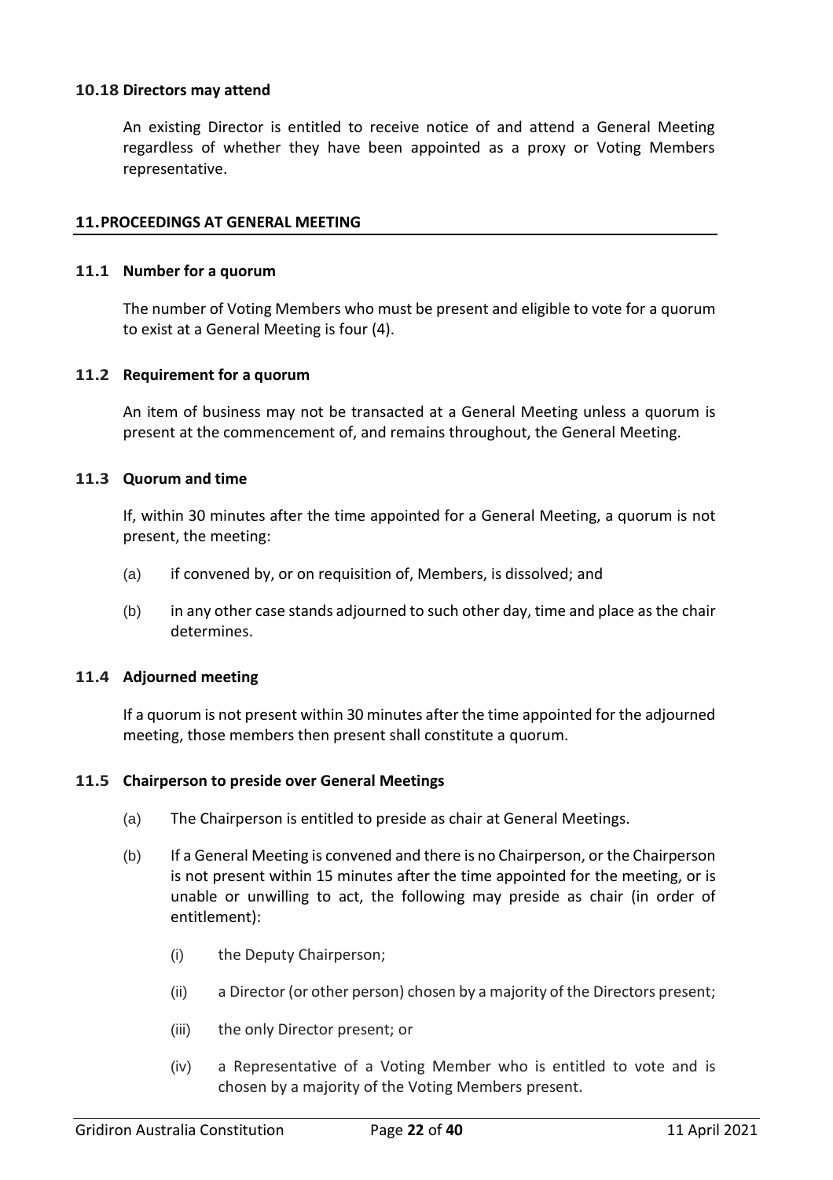### 10.18 Directors may attend

An existing Director is entitled to receive notice of and attend a General Meeting regardless of whether they have been appointed as a proxy or Voting Members representative.

## 11. PROCEEDINGS AT GENERAL MEETING

### 11.1 Number for a quorum

The number of Voting Members who must be present and eligible to vote for a quorum to exist at a General Meeting is four (4).

### 11.2 Requirement for a quorum

An item of business may not be transacted at a General Meeting unless a quorum is present at the commencement of, and remains throughout, the General Meeting.

### 11.3 Quorum and time

If, within 30 minutes after the time appointed for a General Meeting, a quorum is not present, the meeting:

(a) if convened by, or on requisition of, Members, is dissolved; and

(b) in any other case stands adjourned to such other day, time and place as the chair determines.

### 11.4 Adjourned meeting

If a quorum is not present within 30 minutes after the time appointed for the adjourned meeting, those members then present shall constitute a quorum.

### 11.5 Chairperson to preside over General Meetings

(a) The Chairperson is entitled to preside as chair at General Meetings.

(b) If a General Meeting is convened and there is no Chairperson, or the Chairperson is not present within 15 minutes after the time appointed for the meeting, or is unable or unwilling to act, the following may preside as chair (in order of entitlement):

(i) the Deputy Chairperson;

(ii) a Director (or other person) chosen by a majority of the Directors present;

(iii) the only Director present; or

(iv) a Representative of a Voting Member who is entitled to vote and is chosen by a majority of the Voting Members present.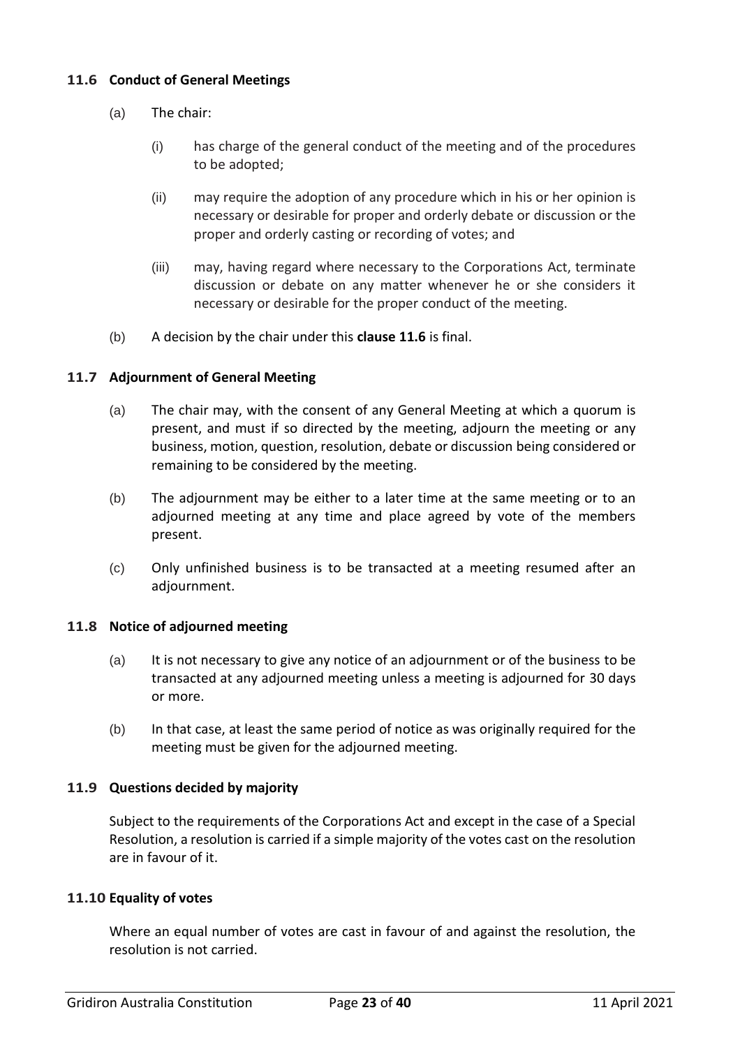### 11.6 Conduct of General Meetings

(a) The chair:

(i) has charge of the general conduct of the meeting and of the procedures to be adopted;

(ii) may require the adoption of any procedure which in his or her opinion is necessary or desirable for proper and orderly debate or discussion or the proper and orderly casting or recording of votes; and

(iii) may, having regard where necessary to the Corporations Act, terminate discussion or debate on any matter whenever he or she considers it necessary or desirable for the proper conduct of the meeting.

(b) A decision by the chair under this **clause 11.6** is final.

### 11.7 Adjournment of General Meeting

(a) The chair may, with the consent of any General Meeting at which a quorum is present, and must if so directed by the meeting, adjourn the meeting or any business, motion, question, resolution, debate or discussion being considered or remaining to be considered by the meeting.

(b) The adjournment may be either to a later time at the same meeting or to an adjourned meeting at any time and place agreed by vote of the members present.

(c) Only unfinished business is to be transacted at a meeting resumed after an adjournment.

### 11.8 Notice of adjourned meeting

(a) It is not necessary to give any notice of an adjournment or of the business to be transacted at any adjourned meeting unless a meeting is adjourned for 30 days or more.

(b) In that case, at least the same period of notice as was originally required for the meeting must be given for the adjourned meeting.

### 11.9 Questions decided by majority

Subject to the requirements of the Corporations Act and except in the case of a Special Resolution, a resolution is carried if a simple majority of the votes cast on the resolution are in favour of it.

### 11.10 Equality of votes

Where an equal number of votes are cast in favour of and against the resolution, the resolution is not carried.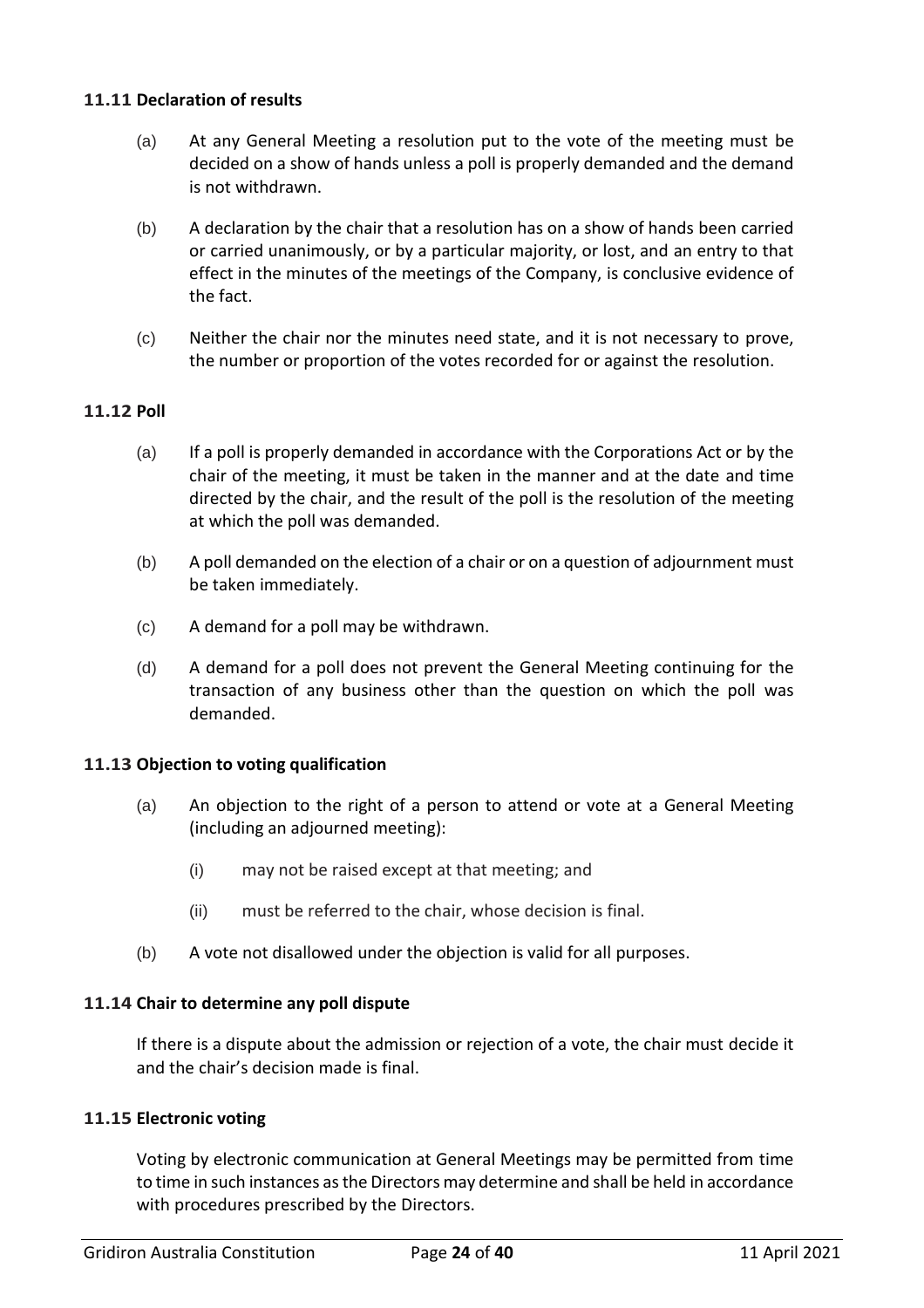### 11.11 Declaration of results

(a) At any General Meeting a resolution put to the vote of the meeting must be decided on a show of hands unless a poll is properly demanded and the demand is not withdrawn.

(b) A declaration by the chair that a resolution has on a show of hands been carried or carried unanimously, or by a particular majority, or lost, and an entry to that effect in the minutes of the meetings of the Company, is conclusive evidence of the fact.

(c) Neither the chair nor the minutes need state, and it is not necessary to prove, the number or proportion of the votes recorded for or against the resolution.

### 11.12 Poll

(a) If a poll is properly demanded in accordance with the Corporations Act or by the chair of the meeting, it must be taken in the manner and at the date and time directed by the chair, and the result of the poll is the resolution of the meeting at which the poll was demanded.

(b) A poll demanded on the election of a chair or on a question of adjournment must be taken immediately.

(c) A demand for a poll may be withdrawn.

(d) A demand for a poll does not prevent the General Meeting continuing for the transaction of any business other than the question on which the poll was demanded.

### 11.13 Objection to voting qualification

(a) An objection to the right of a person to attend or vote at a General Meeting (including an adjourned meeting):

  (i) may not be raised except at that meeting; and

  (ii) must be referred to the chair, whose decision is final.

(b) A vote not disallowed under the objection is valid for all purposes.

### 11.14 Chair to determine any poll dispute

If there is a dispute about the admission or rejection of a vote, the chair must decide it and the chair's decision made is final.

### 11.15 Electronic voting

Voting by electronic communication at General Meetings may be permitted from time to time in such instances as the Directors may determine and shall be held in accordance with procedures prescribed by the Directors.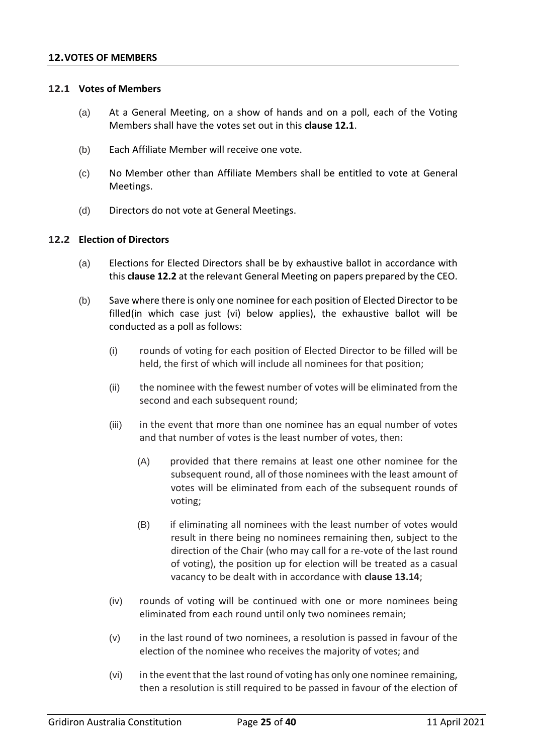## 12. VOTES OF MEMBERS

### 12.1 Votes of Members

(a) At a General Meeting, on a show of hands and on a poll, each of the Voting Members shall have the votes set out in this **clause 12.1**.

(b) Each Affiliate Member will receive one vote.

(c) No Member other than Affiliate Members shall be entitled to vote at General Meetings.

(d) Directors do not vote at General Meetings.

### 12.2 Election of Directors

(a) Elections for Elected Directors shall be by exhaustive ballot in accordance with this **clause 12.2** at the relevant General Meeting on papers prepared by the CEO.

(b) Save where there is only one nominee for each position of Elected Director to be filled(in which case just (vi) below applies), the exhaustive ballot will be conducted as a poll as follows:

   (i) rounds of voting for each position of Elected Director to be filled will be held, the first of which will include all nominees for that position;

   (ii) the nominee with the fewest number of votes will be eliminated from the second and each subsequent round;

   (iii) in the event that more than one nominee has an equal number of votes and that number of votes is the least number of votes, then:

      (A) provided that there remains at least one other nominee for the subsequent round, all of those nominees with the least amount of votes will be eliminated from each of the subsequent rounds of voting;

      (B) if eliminating all nominees with the least number of votes would result in there being no nominees remaining then, subject to the direction of the Chair (who may call for a re-vote of the last round of voting), the position up for election will be treated as a casual vacancy to be dealt with in accordance with **clause 13.14**;

   (iv) rounds of voting will be continued with one or more nominees being eliminated from each round until only two nominees remain;

   (v) in the last round of two nominees, a resolution is passed in favour of the election of the nominee who receives the majority of votes; and

   (vi) in the event that the last round of voting has only one nominee remaining, then a resolution is still required to be passed in favour of the election of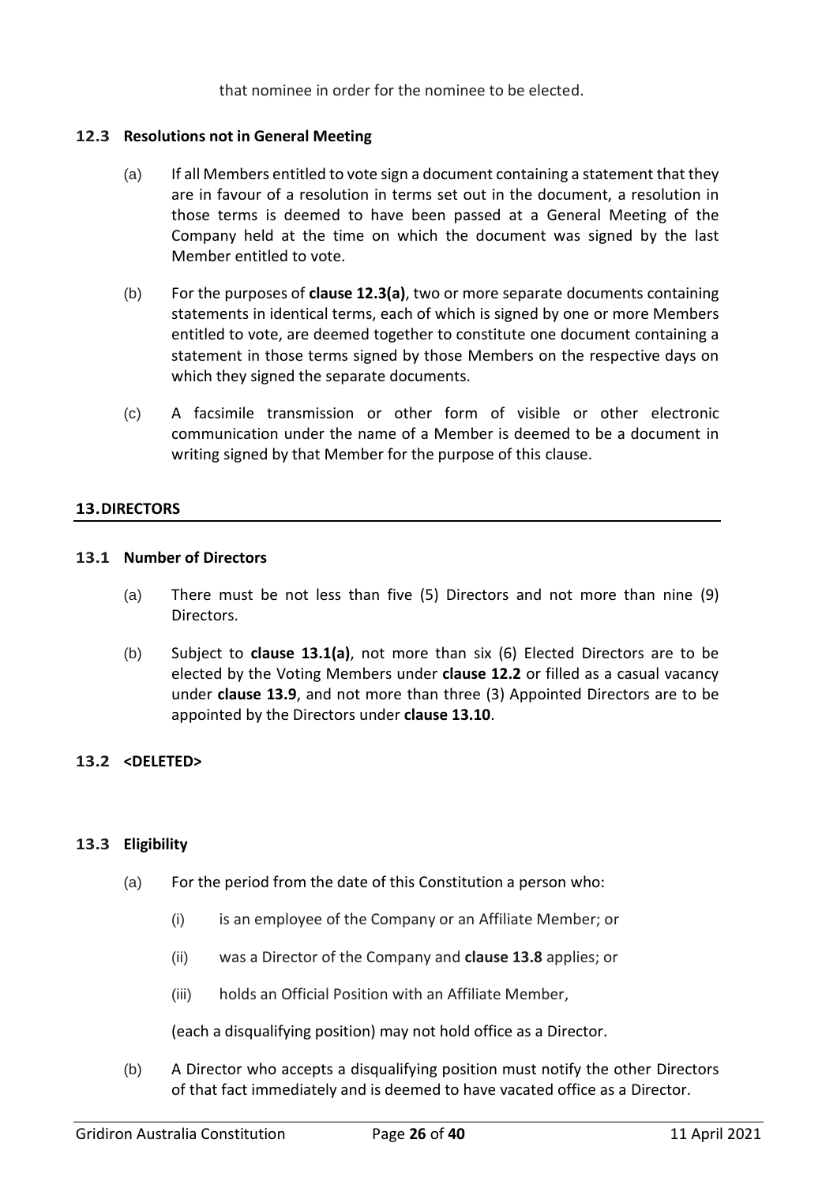that nominee in order for the nominee to be elected.

### 12.3 Resolutions not in General Meeting

(a) If all Members entitled to vote sign a document containing a statement that they are in favour of a resolution in terms set out in the document, a resolution in those terms is deemed to have been passed at a General Meeting of the Company held at the time on which the document was signed by the last Member entitled to vote.

(b) For the purposes of **clause 12.3(a)**, two or more separate documents containing statements in identical terms, each of which is signed by one or more Members entitled to vote, are deemed together to constitute one document containing a statement in those terms signed by those Members on the respective days on which they signed the separate documents.

(c) A facsimile transmission or other form of visible or other electronic communication under the name of a Member is deemed to be a document in writing signed by that Member for the purpose of this clause.

## 13. DIRECTORS

### 13.1 Number of Directors

(a) There must be not less than five (5) Directors and not more than nine (9) Directors.

(b) Subject to **clause 13.1(a)**, not more than six (6) Elected Directors are to be elected by the Voting Members under **clause 12.2** or filled as a casual vacancy under **clause 13.9**, and not more than three (3) Appointed Directors are to be appointed by the Directors under **clause 13.10**.

### 13.2 <DELETED>

### 13.3 Eligibility

(a) For the period from the date of this Constitution a person who:

  (i) is an employee of the Company or an Affiliate Member; or

  (ii) was a Director of the Company and **clause 13.8** applies; or

  (iii) holds an Official Position with an Affiliate Member,

  (each a disqualifying position) may not hold office as a Director.

(b) A Director who accepts a disqualifying position must notify the other Directors of that fact immediately and is deemed to have vacated office as a Director.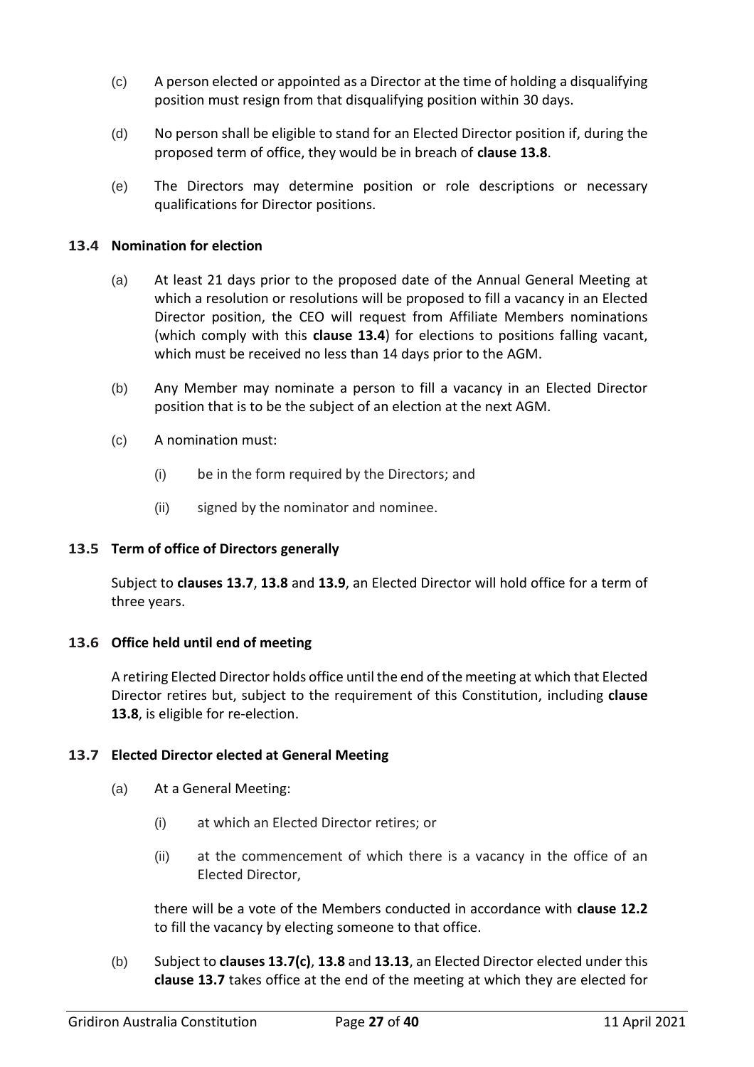(c) A person elected or appointed as a Director at the time of holding a disqualifying position must resign from that disqualifying position within 30 days.

(d) No person shall be eligible to stand for an Elected Director position if, during the proposed term of office, they would be in breach of **clause 13.8**.

(e) The Directors may determine position or role descriptions or necessary qualifications for Director positions.

### 13.4 Nomination for election

(a) At least 21 days prior to the proposed date of the Annual General Meeting at which a resolution or resolutions will be proposed to fill a vacancy in an Elected Director position, the CEO will request from Affiliate Members nominations (which comply with this **clause 13.4**) for elections to positions falling vacant, which must be received no less than 14 days prior to the AGM.

(b) Any Member may nominate a person to fill a vacancy in an Elected Director position that is to be the subject of an election at the next AGM.

(c) A nomination must:

(i) be in the form required by the Directors; and

(ii) signed by the nominator and nominee.

### 13.5 Term of office of Directors generally

Subject to **clauses 13.7**, **13.8** and **13.9**, an Elected Director will hold office for a term of three years.

### 13.6 Office held until end of meeting

A retiring Elected Director holds office until the end of the meeting at which that Elected Director retires but, subject to the requirement of this Constitution, including **clause 13.8**, is eligible for re-election.

### 13.7 Elected Director elected at General Meeting

(a) At a General Meeting:

(i) at which an Elected Director retires; or

(ii) at the commencement of which there is a vacancy in the office of an Elected Director,

there will be a vote of the Members conducted in accordance with **clause 12.2** to fill the vacancy by electing someone to that office.

(b) Subject to **clauses 13.7(c)**, **13.8** and **13.13**, an Elected Director elected under this **clause 13.7** takes office at the end of the meeting at which they are elected for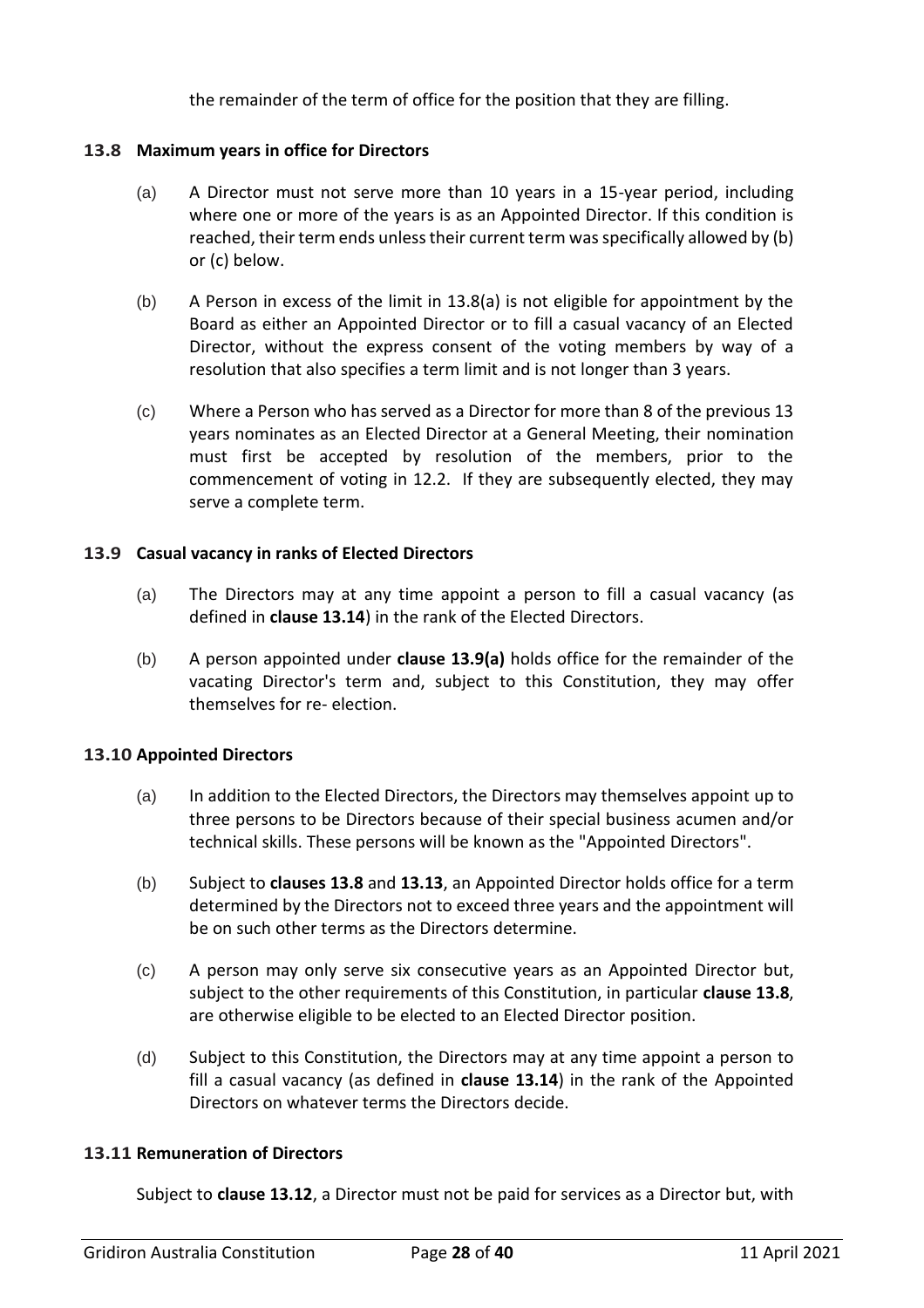the remainder of the term of office for the position that they are filling.

### 13.8 Maximum years in office for Directors

(a) A Director must not serve more than 10 years in a 15-year period, including where one or more of the years is as an Appointed Director. If this condition is reached, their term ends unless their current term was specifically allowed by (b) or (c) below.

(b) A Person in excess of the limit in 13.8(a) is not eligible for appointment by the Board as either an Appointed Director or to fill a casual vacancy of an Elected Director, without the express consent of the voting members by way of a resolution that also specifies a term limit and is not longer than 3 years.

(c) Where a Person who has served as a Director for more than 8 of the previous 13 years nominates as an Elected Director at a General Meeting, their nomination must first be accepted by resolution of the members, prior to the commencement of voting in 12.2. If they are subsequently elected, they may serve a complete term.

### 13.9 Casual vacancy in ranks of Elected Directors

(a) The Directors may at any time appoint a person to fill a casual vacancy (as defined in **clause 13.14**) in the rank of the Elected Directors.

(b) A person appointed under **clause 13.9(a)** holds office for the remainder of the vacating Director's term and, subject to this Constitution, they may offer themselves for re- election.

### 13.10 Appointed Directors

(a) In addition to the Elected Directors, the Directors may themselves appoint up to three persons to be Directors because of their special business acumen and/or technical skills. These persons will be known as the "Appointed Directors".

(b) Subject to **clauses 13.8** and **13.13**, an Appointed Director holds office for a term determined by the Directors not to exceed three years and the appointment will be on such other terms as the Directors determine.

(c) A person may only serve six consecutive years as an Appointed Director but, subject to the other requirements of this Constitution, in particular **clause 13.8**, are otherwise eligible to be elected to an Elected Director position.

(d) Subject to this Constitution, the Directors may at any time appoint a person to fill a casual vacancy (as defined in **clause 13.14**) in the rank of the Appointed Directors on whatever terms the Directors decide.

### 13.11 Remuneration of Directors

Subject to **clause 13.12**, a Director must not be paid for services as a Director but, with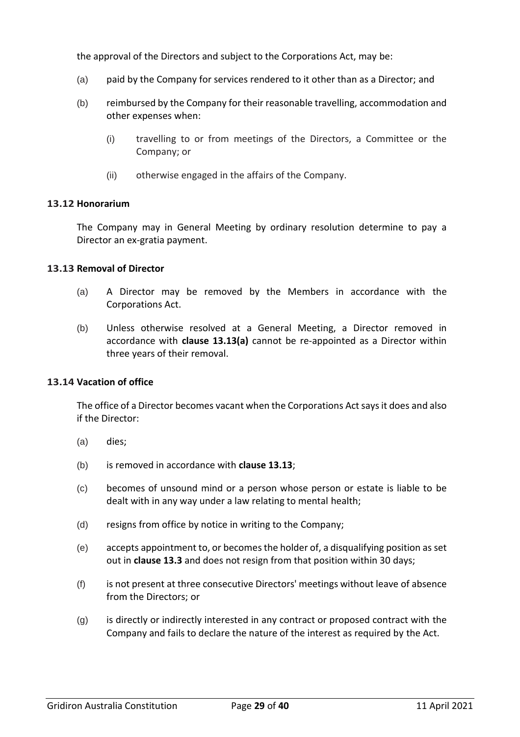the approval of the Directors and subject to the Corporations Act, may be:

(a) paid by the Company for services rendered to it other than as a Director; and

(b) reimbursed by the Company for their reasonable travelling, accommodation and other expenses when:

  (i) travelling to or from meetings of the Directors, a Committee or the Company; or

  (ii) otherwise engaged in the affairs of the Company.

### 13.12 Honorarium

The Company may in General Meeting by ordinary resolution determine to pay a Director an ex-gratia payment.

### 13.13 Removal of Director

(a) A Director may be removed by the Members in accordance with the Corporations Act.

(b) Unless otherwise resolved at a General Meeting, a Director removed in accordance with **clause 13.13(a)** cannot be re-appointed as a Director within three years of their removal.

### 13.14 Vacation of office

The office of a Director becomes vacant when the Corporations Act says it does and also if the Director:

(a) dies;

(b) is removed in accordance with **clause 13.13**;

(c) becomes of unsound mind or a person whose person or estate is liable to be dealt with in any way under a law relating to mental health;

(d) resigns from office by notice in writing to the Company;

(e) accepts appointment to, or becomes the holder of, a disqualifying position as set out in **clause 13.3** and does not resign from that position within 30 days;

(f) is not present at three consecutive Directors' meetings without leave of absence from the Directors; or

(g) is directly or indirectly interested in any contract or proposed contract with the Company and fails to declare the nature of the interest as required by the Act.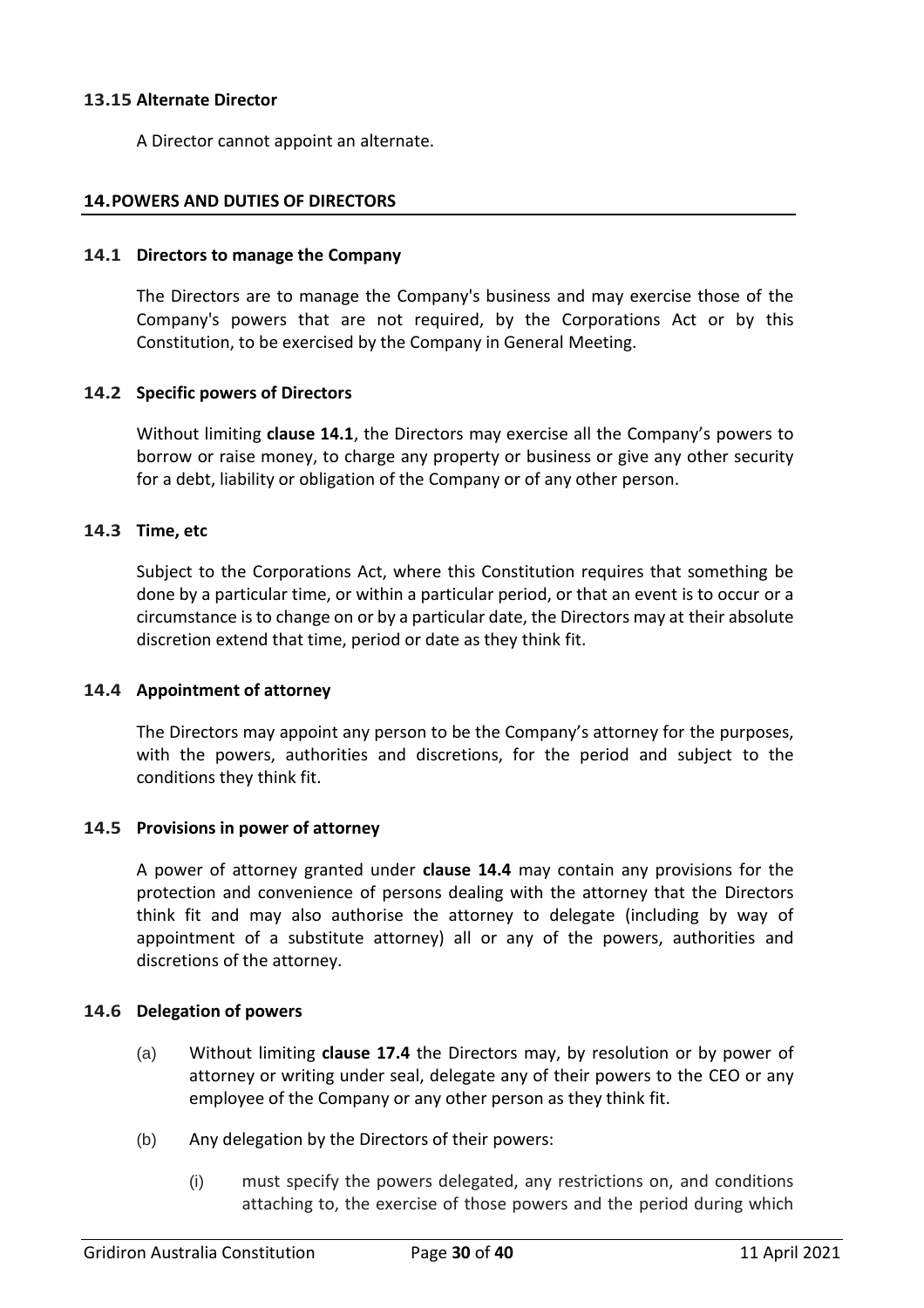### 13.15 Alternate Director

A Director cannot appoint an alternate.

## 14. POWERS AND DUTIES OF DIRECTORS

### 14.1 Directors to manage the Company

The Directors are to manage the Company's business and may exercise those of the Company's powers that are not required, by the Corporations Act or by this Constitution, to be exercised by the Company in General Meeting.

### 14.2 Specific powers of Directors

Without limiting **clause 14.1**, the Directors may exercise all the Company's powers to borrow or raise money, to charge any property or business or give any other security for a debt, liability or obligation of the Company or of any other person.

### 14.3 Time, etc

Subject to the Corporations Act, where this Constitution requires that something be done by a particular time, or within a particular period, or that an event is to occur or a circumstance is to change on or by a particular date, the Directors may at their absolute discretion extend that time, period or date as they think fit.

### 14.4 Appointment of attorney

The Directors may appoint any person to be the Company's attorney for the purposes, with the powers, authorities and discretions, for the period and subject to the conditions they think fit.

### 14.5 Provisions in power of attorney

A power of attorney granted under **clause 14.4** may contain any provisions for the protection and convenience of persons dealing with the attorney that the Directors think fit and may also authorise the attorney to delegate (including by way of appointment of a substitute attorney) all or any of the powers, authorities and discretions of the attorney.

### 14.6 Delegation of powers

(a) Without limiting **clause 17.4** the Directors may, by resolution or by power of attorney or writing under seal, delegate any of their powers to the CEO or any employee of the Company or any other person as they think fit.

(b) Any delegation by the Directors of their powers:

(i) must specify the powers delegated, any restrictions on, and conditions attaching to, the exercise of those powers and the period during which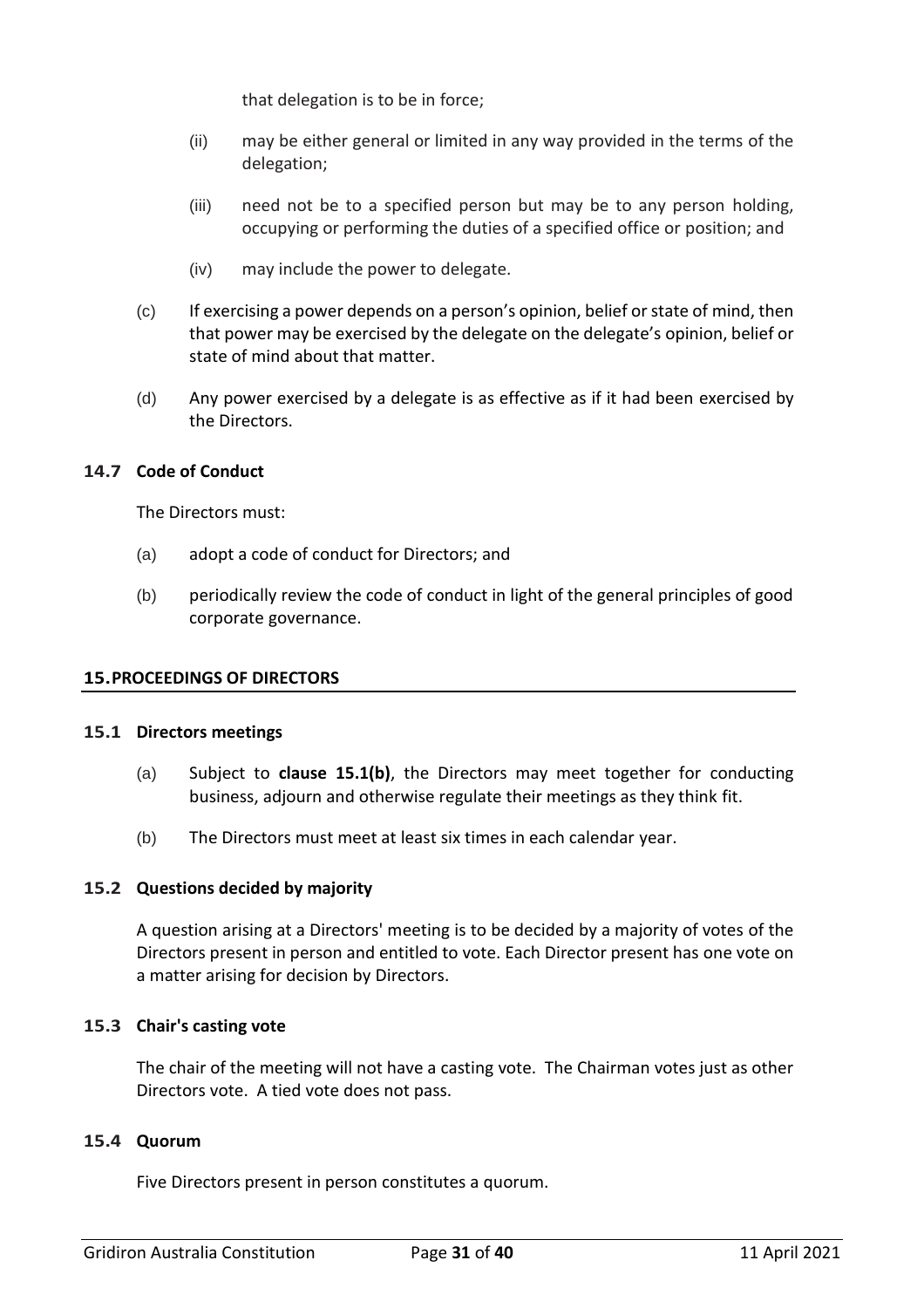that delegation is to be in force;

(ii) may be either general or limited in any way provided in the terms of the delegation;

(iii) need not be to a specified person but may be to any person holding, occupying or performing the duties of a specified office or position; and

(iv) may include the power to delegate.

(c) If exercising a power depends on a person's opinion, belief or state of mind, then that power may be exercised by the delegate on the delegate's opinion, belief or state of mind about that matter.

(d) Any power exercised by a delegate is as effective as if it had been exercised by the Directors.

### 14.7 Code of Conduct

The Directors must:

(a) adopt a code of conduct for Directors; and

(b) periodically review the code of conduct in light of the general principles of good corporate governance.

## 15. PROCEEDINGS OF DIRECTORS

### 15.1 Directors meetings

(a) Subject to **clause 15.1(b)**, the Directors may meet together for conducting business, adjourn and otherwise regulate their meetings as they think fit.

(b) The Directors must meet at least six times in each calendar year.

### 15.2 Questions decided by majority

A question arising at a Directors' meeting is to be decided by a majority of votes of the Directors present in person and entitled to vote. Each Director present has one vote on a matter arising for decision by Directors.

### 15.3 Chair's casting vote

The chair of the meeting will not have a casting vote. The Chairman votes just as other Directors vote. A tied vote does not pass.

### 15.4 Quorum

Five Directors present in person constitutes a quorum.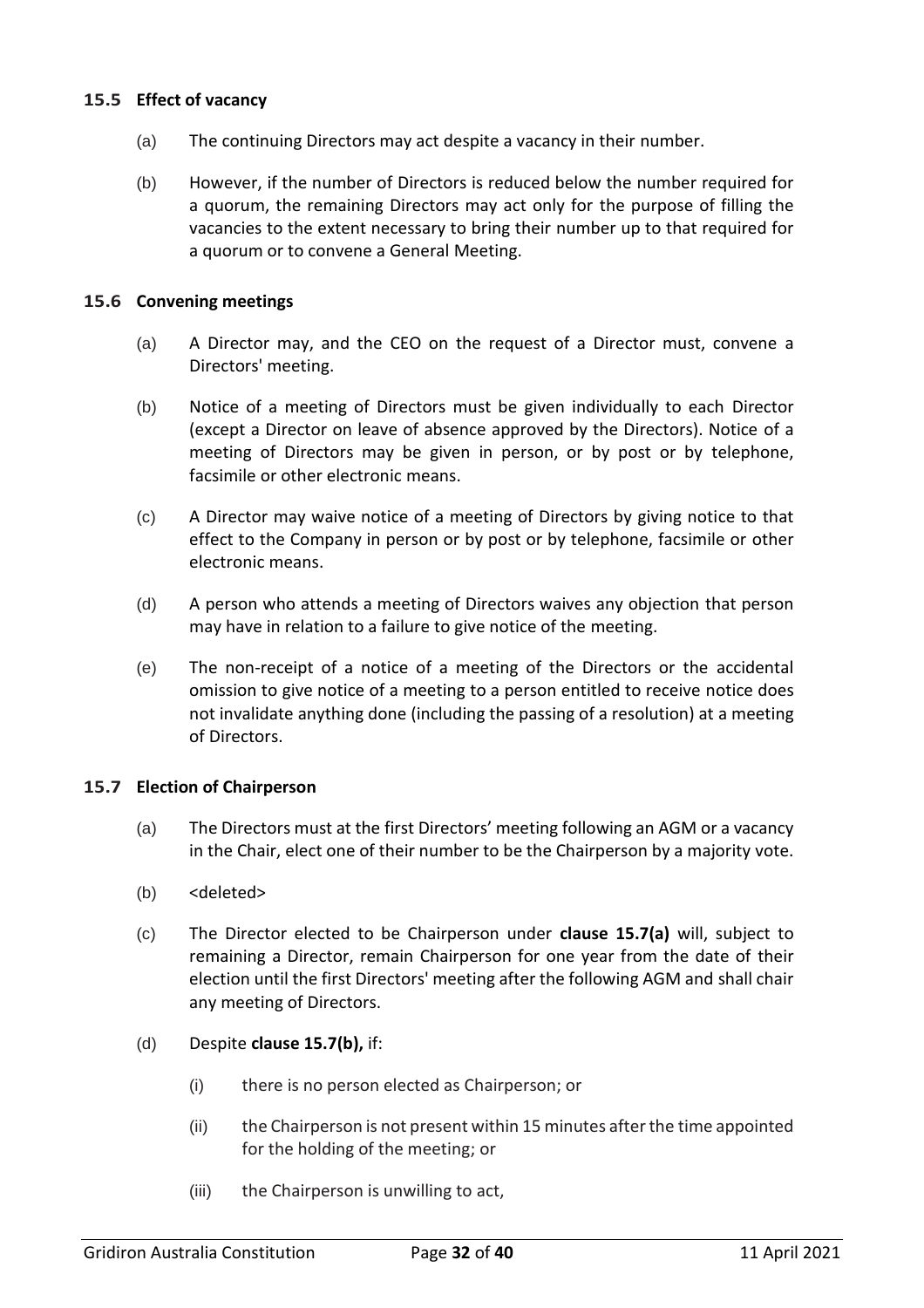### 15.5 Effect of vacancy

(a) The continuing Directors may act despite a vacancy in their number.

(b) However, if the number of Directors is reduced below the number required for a quorum, the remaining Directors may act only for the purpose of filling the vacancies to the extent necessary to bring their number up to that required for a quorum or to convene a General Meeting.

### 15.6 Convening meetings

(a) A Director may, and the CEO on the request of a Director must, convene a Directors' meeting.

(b) Notice of a meeting of Directors must be given individually to each Director (except a Director on leave of absence approved by the Directors). Notice of a meeting of Directors may be given in person, or by post or by telephone, facsimile or other electronic means.

(c) A Director may waive notice of a meeting of Directors by giving notice to that effect to the Company in person or by post or by telephone, facsimile or other electronic means.

(d) A person who attends a meeting of Directors waives any objection that person may have in relation to a failure to give notice of the meeting.

(e) The non-receipt of a notice of a meeting of the Directors or the accidental omission to give notice of a meeting to a person entitled to receive notice does not invalidate anything done (including the passing of a resolution) at a meeting of Directors.

### 15.7 Election of Chairperson

(a) The Directors must at the first Directors' meeting following an AGM or a vacancy in the Chair, elect one of their number to be the Chairperson by a majority vote.

(b) <deleted>

(c) The Director elected to be Chairperson under **clause 15.7(a)** will, subject to remaining a Director, remain Chairperson for one year from the date of their election until the first Directors' meeting after the following AGM and shall chair any meeting of Directors.

(d) Despite **clause 15.7(b),** if:

   (i) there is no person elected as Chairperson; or

   (ii) the Chairperson is not present within 15 minutes after the time appointed for the holding of the meeting; or

   (iii) the Chairperson is unwilling to act,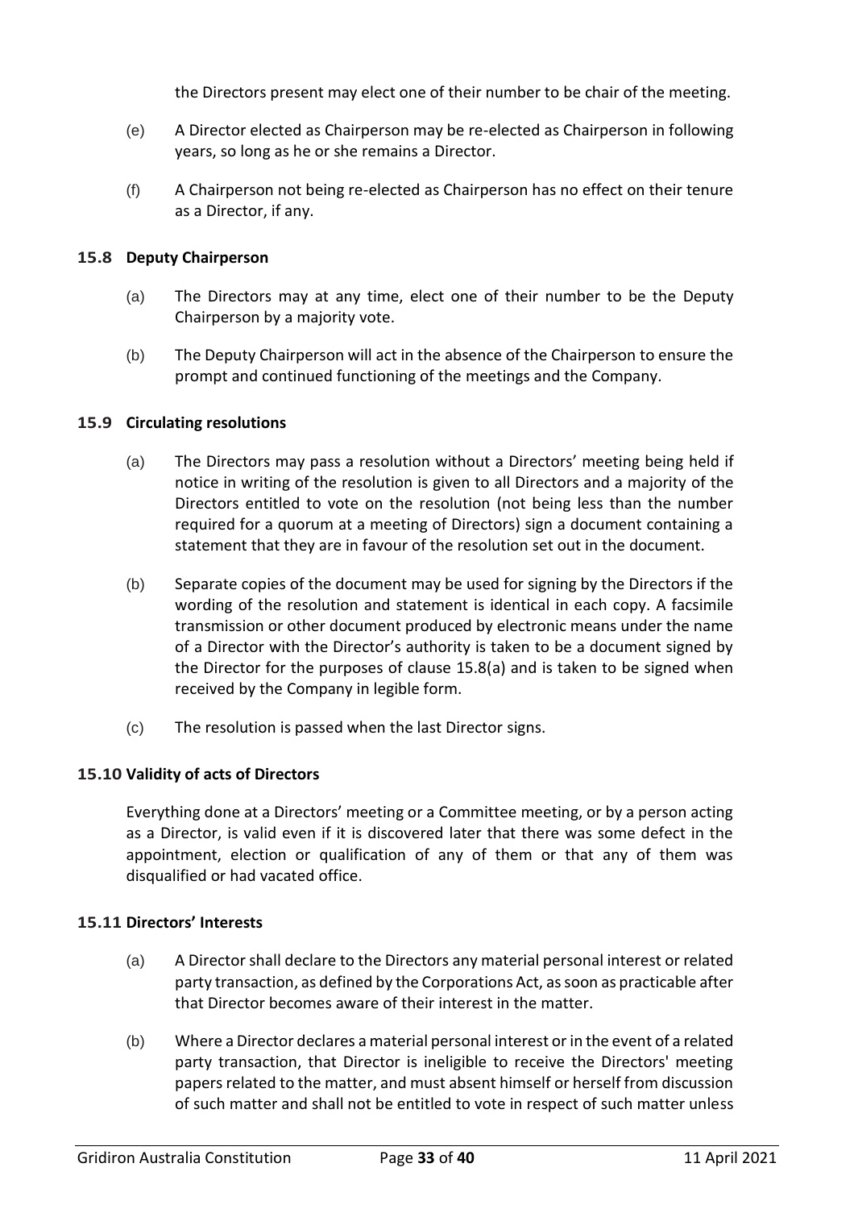the Directors present may elect one of their number to be chair of the meeting.

(e) A Director elected as Chairperson may be re-elected as Chairperson in following years, so long as he or she remains a Director.

(f) A Chairperson not being re-elected as Chairperson has no effect on their tenure as a Director, if any.

### 15.8 Deputy Chairperson

(a) The Directors may at any time, elect one of their number to be the Deputy Chairperson by a majority vote.

(b) The Deputy Chairperson will act in the absence of the Chairperson to ensure the prompt and continued functioning of the meetings and the Company.

### 15.9 Circulating resolutions

(a) The Directors may pass a resolution without a Directors' meeting being held if notice in writing of the resolution is given to all Directors and a majority of the Directors entitled to vote on the resolution (not being less than the number required for a quorum at a meeting of Directors) sign a document containing a statement that they are in favour of the resolution set out in the document.

(b) Separate copies of the document may be used for signing by the Directors if the wording of the resolution and statement is identical in each copy. A facsimile transmission or other document produced by electronic means under the name of a Director with the Director's authority is taken to be a document signed by the Director for the purposes of clause 15.8(a) and is taken to be signed when received by the Company in legible form.

(c) The resolution is passed when the last Director signs.

### 15.10 Validity of acts of Directors

Everything done at a Directors' meeting or a Committee meeting, or by a person acting as a Director, is valid even if it is discovered later that there was some defect in the appointment, election or qualification of any of them or that any of them was disqualified or had vacated office.

### 15.11 Directors' Interests

(a) A Director shall declare to the Directors any material personal interest or related party transaction, as defined by the Corporations Act, as soon as practicable after that Director becomes aware of their interest in the matter.

(b) Where a Director declares a material personal interest or in the event of a related party transaction, that Director is ineligible to receive the Directors' meeting papers related to the matter, and must absent himself or herself from discussion of such matter and shall not be entitled to vote in respect of such matter unless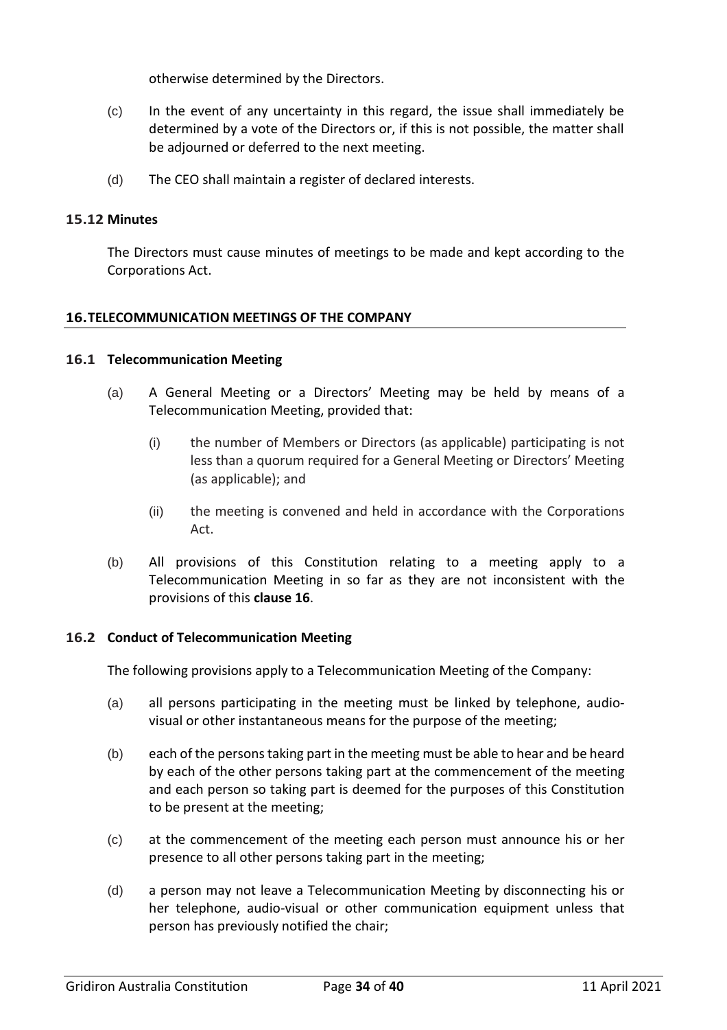otherwise determined by the Directors.

(c) In the event of any uncertainty in this regard, the issue shall immediately be determined by a vote of the Directors or, if this is not possible, the matter shall be adjourned or deferred to the next meeting.

(d) The CEO shall maintain a register of declared interests.

### 15.12 Minutes

The Directors must cause minutes of meetings to be made and kept according to the Corporations Act.

## 16. TELECOMMUNICATION MEETINGS OF THE COMPANY

### 16.1 Telecommunication Meeting

(a) A General Meeting or a Directors' Meeting may be held by means of a Telecommunication Meeting, provided that:

(i) the number of Members or Directors (as applicable) participating is not less than a quorum required for a General Meeting or Directors' Meeting (as applicable); and

(ii) the meeting is convened and held in accordance with the Corporations Act.

(b) All provisions of this Constitution relating to a meeting apply to a Telecommunication Meeting in so far as they are not inconsistent with the provisions of this **clause 16**.

### 16.2 Conduct of Telecommunication Meeting

The following provisions apply to a Telecommunication Meeting of the Company:

(a) all persons participating in the meeting must be linked by telephone, audio-visual or other instantaneous means for the purpose of the meeting;

(b) each of the persons taking part in the meeting must be able to hear and be heard by each of the other persons taking part at the commencement of the meeting and each person so taking part is deemed for the purposes of this Constitution to be present at the meeting;

(c) at the commencement of the meeting each person must announce his or her presence to all other persons taking part in the meeting;

(d) a person may not leave a Telecommunication Meeting by disconnecting his or her telephone, audio-visual or other communication equipment unless that person has previously notified the chair;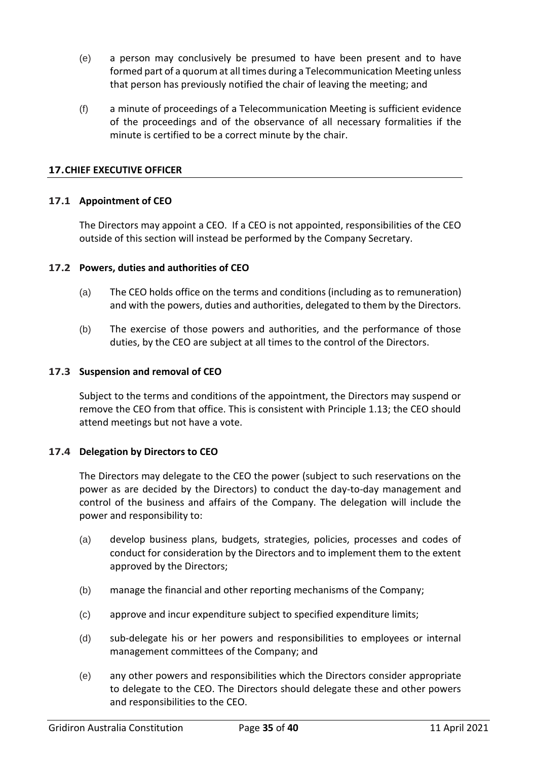(e) a person may conclusively be presumed to have been present and to have formed part of a quorum at all times during a Telecommunication Meeting unless that person has previously notified the chair of leaving the meeting; and

(f) a minute of proceedings of a Telecommunication Meeting is sufficient evidence of the proceedings and of the observance of all necessary formalities if the minute is certified to be a correct minute by the chair.

## 17. CHIEF EXECUTIVE OFFICER

### 17.1 Appointment of CEO

The Directors may appoint a CEO. If a CEO is not appointed, responsibilities of the CEO outside of this section will instead be performed by the Company Secretary.

### 17.2 Powers, duties and authorities of CEO

(a) The CEO holds office on the terms and conditions (including as to remuneration) and with the powers, duties and authorities, delegated to them by the Directors.

(b) The exercise of those powers and authorities, and the performance of those duties, by the CEO are subject at all times to the control of the Directors.

### 17.3 Suspension and removal of CEO

Subject to the terms and conditions of the appointment, the Directors may suspend or remove the CEO from that office. This is consistent with Principle 1.13; the CEO should attend meetings but not have a vote.

### 17.4 Delegation by Directors to CEO

The Directors may delegate to the CEO the power (subject to such reservations on the power as are decided by the Directors) to conduct the day-to-day management and control of the business and affairs of the Company. The delegation will include the power and responsibility to:

(a) develop business plans, budgets, strategies, policies, processes and codes of conduct for consideration by the Directors and to implement them to the extent approved by the Directors;

(b) manage the financial and other reporting mechanisms of the Company;

(c) approve and incur expenditure subject to specified expenditure limits;

(d) sub-delegate his or her powers and responsibilities to employees or internal management committees of the Company; and

(e) any other powers and responsibilities which the Directors consider appropriate to delegate to the CEO. The Directors should delegate these and other powers and responsibilities to the CEO.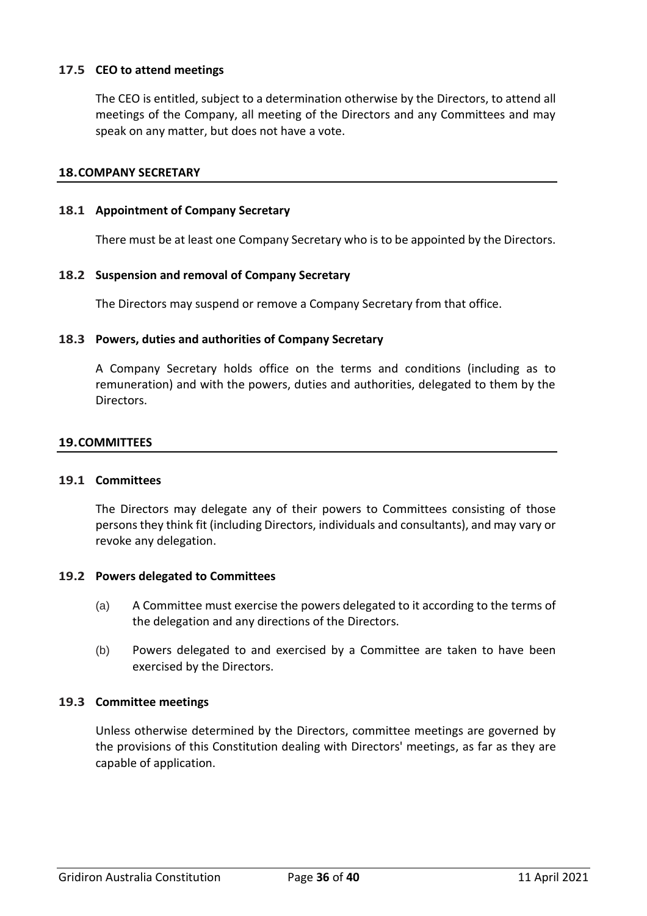### 17.5 CEO to attend meetings

The CEO is entitled, subject to a determination otherwise by the Directors, to attend all meetings of the Company, all meeting of the Directors and any Committees and may speak on any matter, but does not have a vote.

## 18. COMPANY SECRETARY

### 18.1 Appointment of Company Secretary

There must be at least one Company Secretary who is to be appointed by the Directors.

### 18.2 Suspension and removal of Company Secretary

The Directors may suspend or remove a Company Secretary from that office.

### 18.3 Powers, duties and authorities of Company Secretary

A Company Secretary holds office on the terms and conditions (including as to remuneration) and with the powers, duties and authorities, delegated to them by the Directors.

## 19. COMMITTEES

### 19.1 Committees

The Directors may delegate any of their powers to Committees consisting of those persons they think fit (including Directors, individuals and consultants), and may vary or revoke any delegation.

### 19.2 Powers delegated to Committees

(a) A Committee must exercise the powers delegated to it according to the terms of the delegation and any directions of the Directors.

(b) Powers delegated to and exercised by a Committee are taken to have been exercised by the Directors.

### 19.3 Committee meetings

Unless otherwise determined by the Directors, committee meetings are governed by the provisions of this Constitution dealing with Directors' meetings, as far as they are capable of application.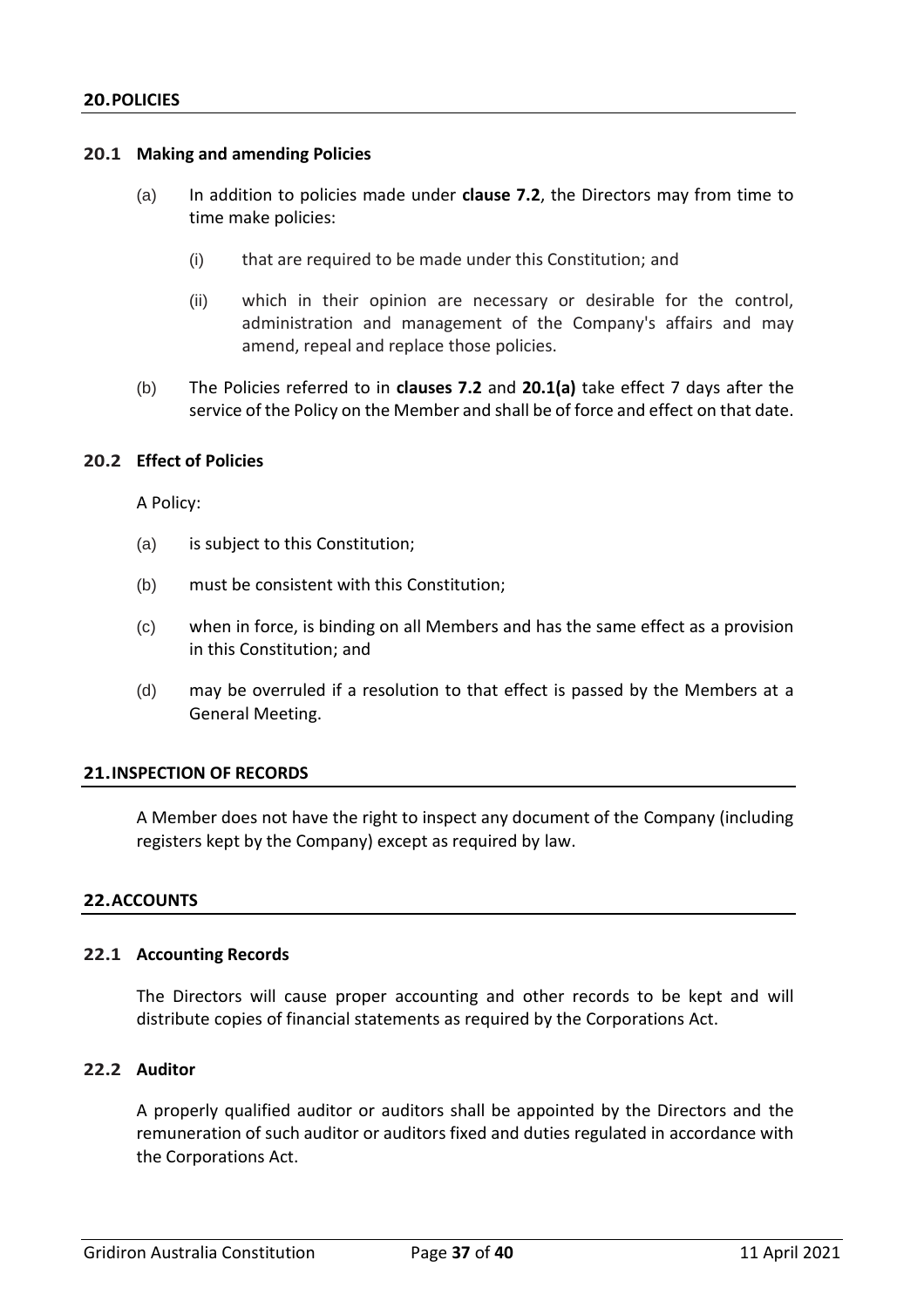## 20. POLICIES

### 20.1 Making and amending Policies

(a) In addition to policies made under **clause 7.2**, the Directors may from time to time make policies:

(i) that are required to be made under this Constitution; and

(ii) which in their opinion are necessary or desirable for the control, administration and management of the Company's affairs and may amend, repeal and replace those policies.

(b) The Policies referred to in **clauses 7.2** and **20.1(a)** take effect 7 days after the service of the Policy on the Member and shall be of force and effect on that date.

### 20.2 Effect of Policies

A Policy:

(a) is subject to this Constitution;

(b) must be consistent with this Constitution;

(c) when in force, is binding on all Members and has the same effect as a provision in this Constitution; and

(d) may be overruled if a resolution to that effect is passed by the Members at a General Meeting.

## 21. INSPECTION OF RECORDS

A Member does not have the right to inspect any document of the Company (including registers kept by the Company) except as required by law.

## 22. ACCOUNTS

### 22.1 Accounting Records

The Directors will cause proper accounting and other records to be kept and will distribute copies of financial statements as required by the Corporations Act.

### 22.2 Auditor

A properly qualified auditor or auditors shall be appointed by the Directors and the remuneration of such auditor or auditors fixed and duties regulated in accordance with the Corporations Act.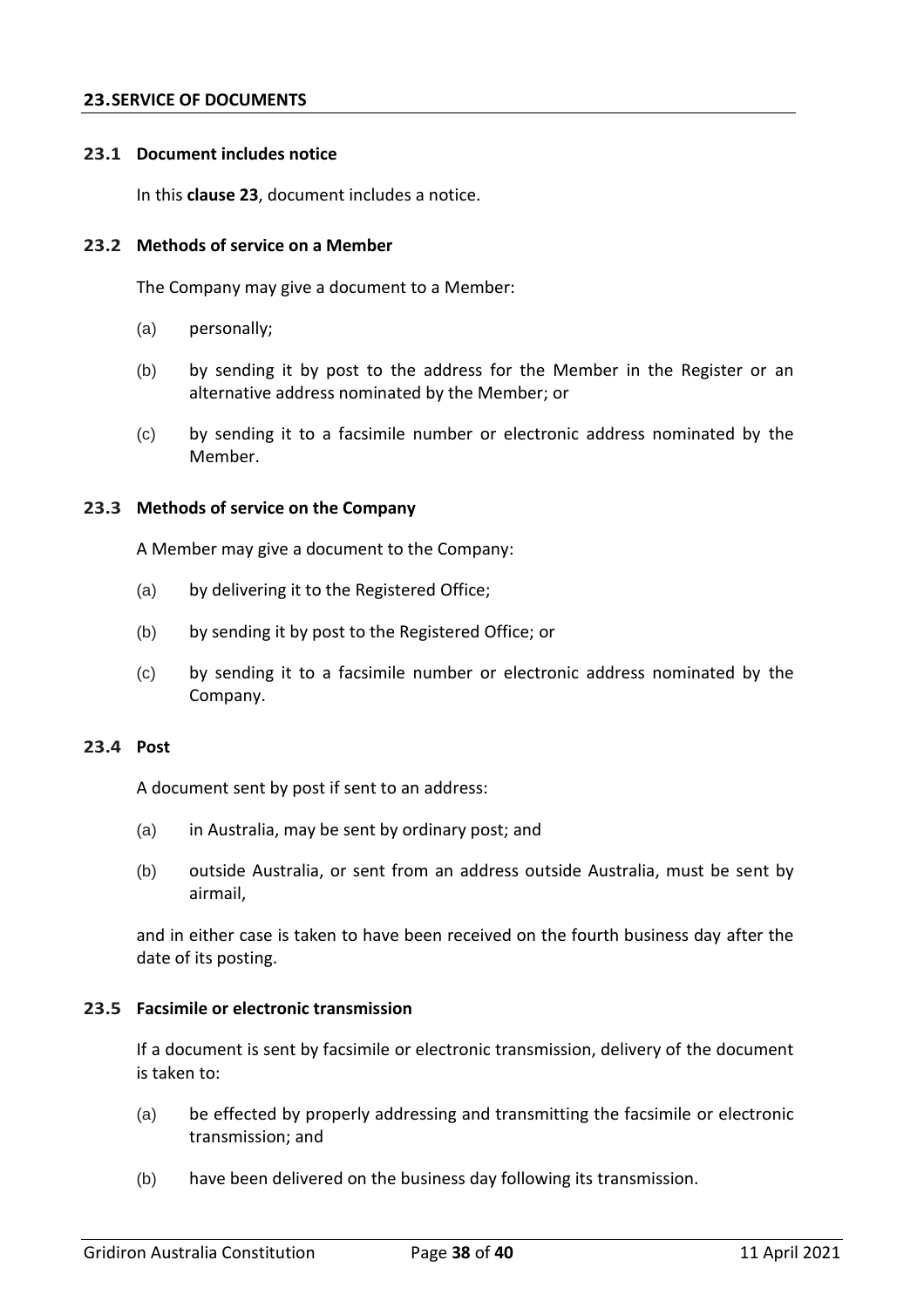## 23. SERVICE OF DOCUMENTS

### 23.1 Document includes notice

In this **clause 23**, document includes a notice.

### 23.2 Methods of service on a Member

The Company may give a document to a Member:

(a) personally;

(b) by sending it by post to the address for the Member in the Register or an alternative address nominated by the Member; or

(c) by sending it to a facsimile number or electronic address nominated by the Member.

### 23.3 Methods of service on the Company

A Member may give a document to the Company:

(a) by delivering it to the Registered Office;

(b) by sending it by post to the Registered Office; or

(c) by sending it to a facsimile number or electronic address nominated by the Company.

### 23.4 Post

A document sent by post if sent to an address:

(a) in Australia, may be sent by ordinary post; and

(b) outside Australia, or sent from an address outside Australia, must be sent by airmail,

and in either case is taken to have been received on the fourth business day after the date of its posting.

### 23.5 Facsimile or electronic transmission

If a document is sent by facsimile or electronic transmission, delivery of the document is taken to:

(a) be effected by properly addressing and transmitting the facsimile or electronic transmission; and

(b) have been delivered on the business day following its transmission.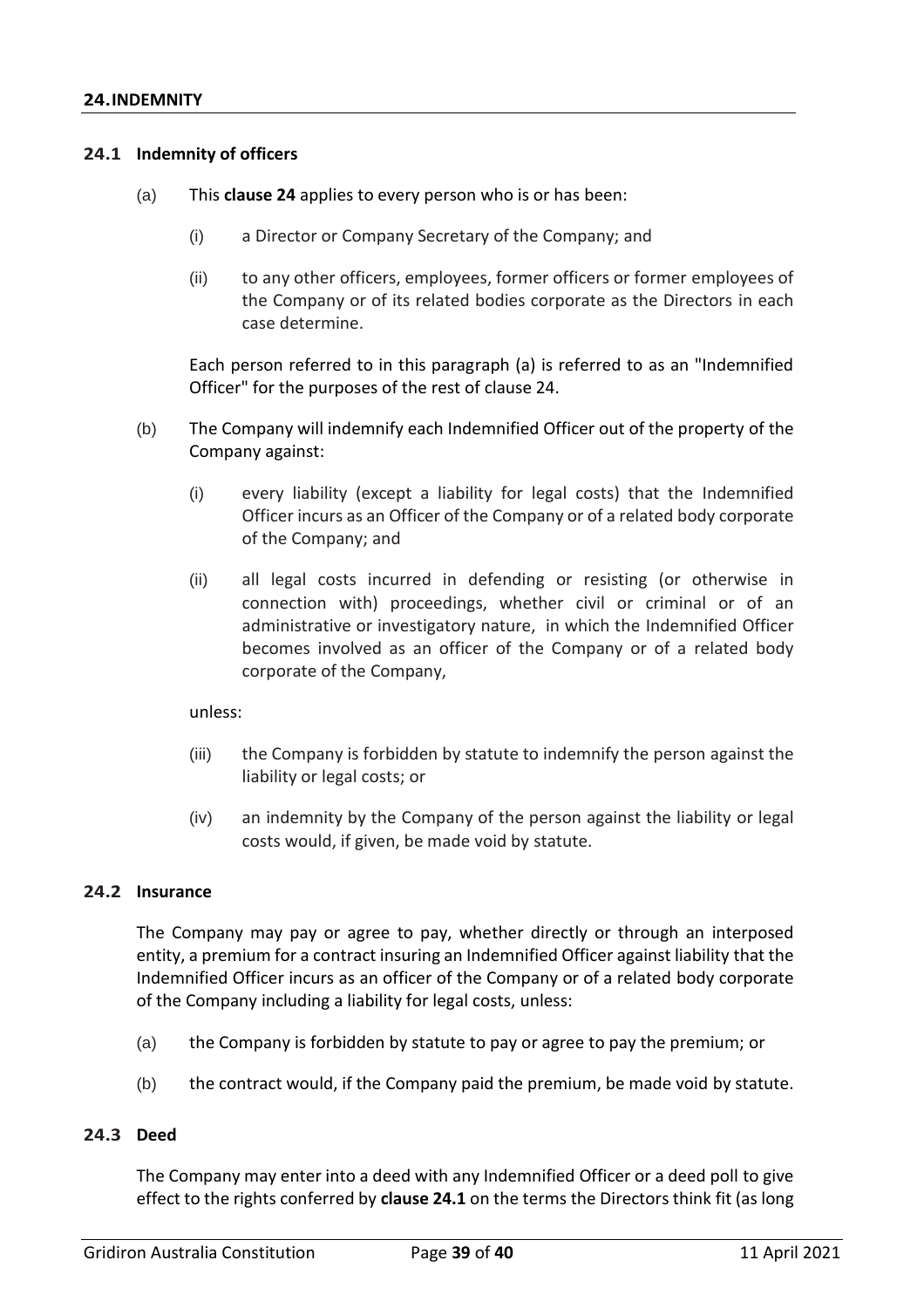## 24. INDEMNITY

### 24.1 Indemnity of officers

(a) This **clause 24** applies to every person who is or has been:

(i) a Director or Company Secretary of the Company; and

(ii) to any other officers, employees, former officers or former employees of the Company or of its related bodies corporate as the Directors in each case determine.

Each person referred to in this paragraph (a) is referred to as an "Indemnified Officer" for the purposes of the rest of clause 24.

(b) The Company will indemnify each Indemnified Officer out of the property of the Company against:

(i) every liability (except a liability for legal costs) that the Indemnified Officer incurs as an Officer of the Company or of a related body corporate of the Company; and

(ii) all legal costs incurred in defending or resisting (or otherwise in connection with) proceedings, whether civil or criminal or of an administrative or investigatory nature, in which the Indemnified Officer becomes involved as an officer of the Company or of a related body corporate of the Company,

unless:

(iii) the Company is forbidden by statute to indemnify the person against the liability or legal costs; or

(iv) an indemnity by the Company of the person against the liability or legal costs would, if given, be made void by statute.

### 24.2 Insurance

The Company may pay or agree to pay, whether directly or through an interposed entity, a premium for a contract insuring an Indemnified Officer against liability that the Indemnified Officer incurs as an officer of the Company or of a related body corporate of the Company including a liability for legal costs, unless:

(a) the Company is forbidden by statute to pay or agree to pay the premium; or

(b) the contract would, if the Company paid the premium, be made void by statute.

### 24.3 Deed

The Company may enter into a deed with any Indemnified Officer or a deed poll to give effect to the rights conferred by **clause 24.1** on the terms the Directors think fit (as long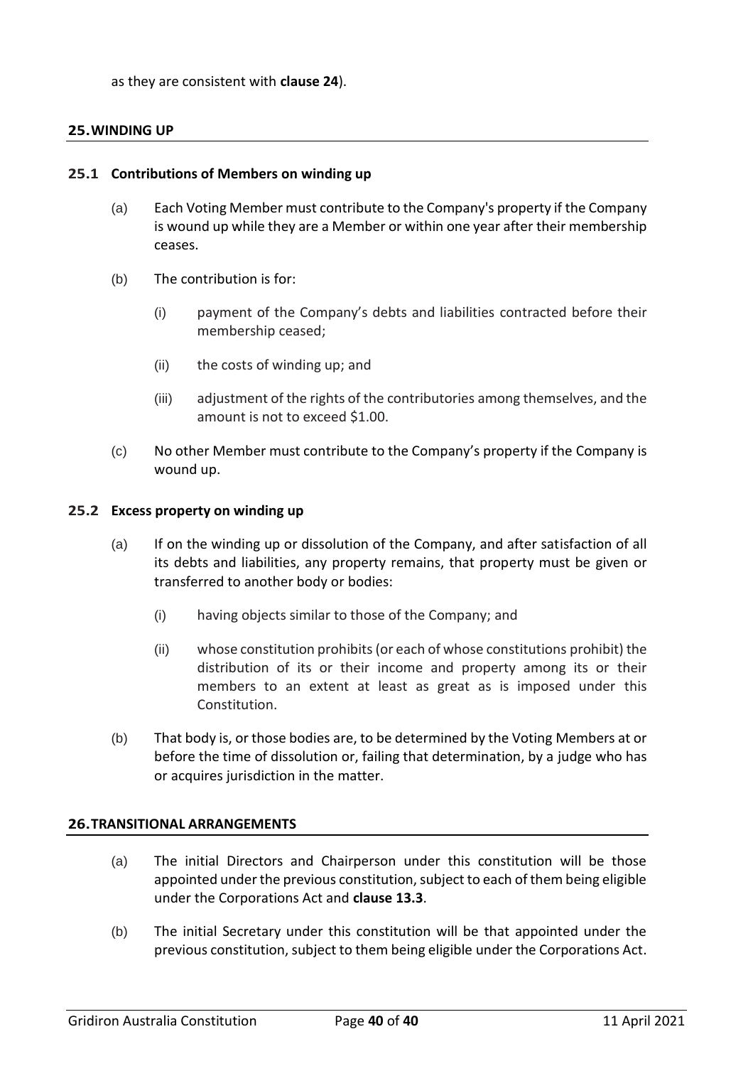as they are consistent with **clause 24**).

## 25. WINDING UP

### 25.1 Contributions of Members on winding up

(a) Each Voting Member must contribute to the Company's property if the Company is wound up while they are a Member or within one year after their membership ceases.

(b) The contribution is for:

(i) payment of the Company's debts and liabilities contracted before their membership ceased;

(ii) the costs of winding up; and

(iii) adjustment of the rights of the contributories among themselves, and the amount is not to exceed $1.00.

(c) No other Member must contribute to the Company's property if the Company is wound up.

### 25.2 Excess property on winding up

(a) If on the winding up or dissolution of the Company, and after satisfaction of all its debts and liabilities, any property remains, that property must be given or transferred to another body or bodies:

(i) having objects similar to those of the Company; and

(ii) whose constitution prohibits (or each of whose constitutions prohibit) the distribution of its or their income and property among its or their members to an extent at least as great as is imposed under this Constitution.

(b) That body is, or those bodies are, to be determined by the Voting Members at or before the time of dissolution or, failing that determination, by a judge who has or acquires jurisdiction in the matter.

## 26. TRANSITIONAL ARRANGEMENTS

(a) The initial Directors and Chairperson under this constitution will be those appointed under the previous constitution, subject to each of them being eligible under the Corporations Act and **clause 13.3**.

(b) The initial Secretary under this constitution will be that appointed under the previous constitution, subject to them being eligible under the Corporations Act.